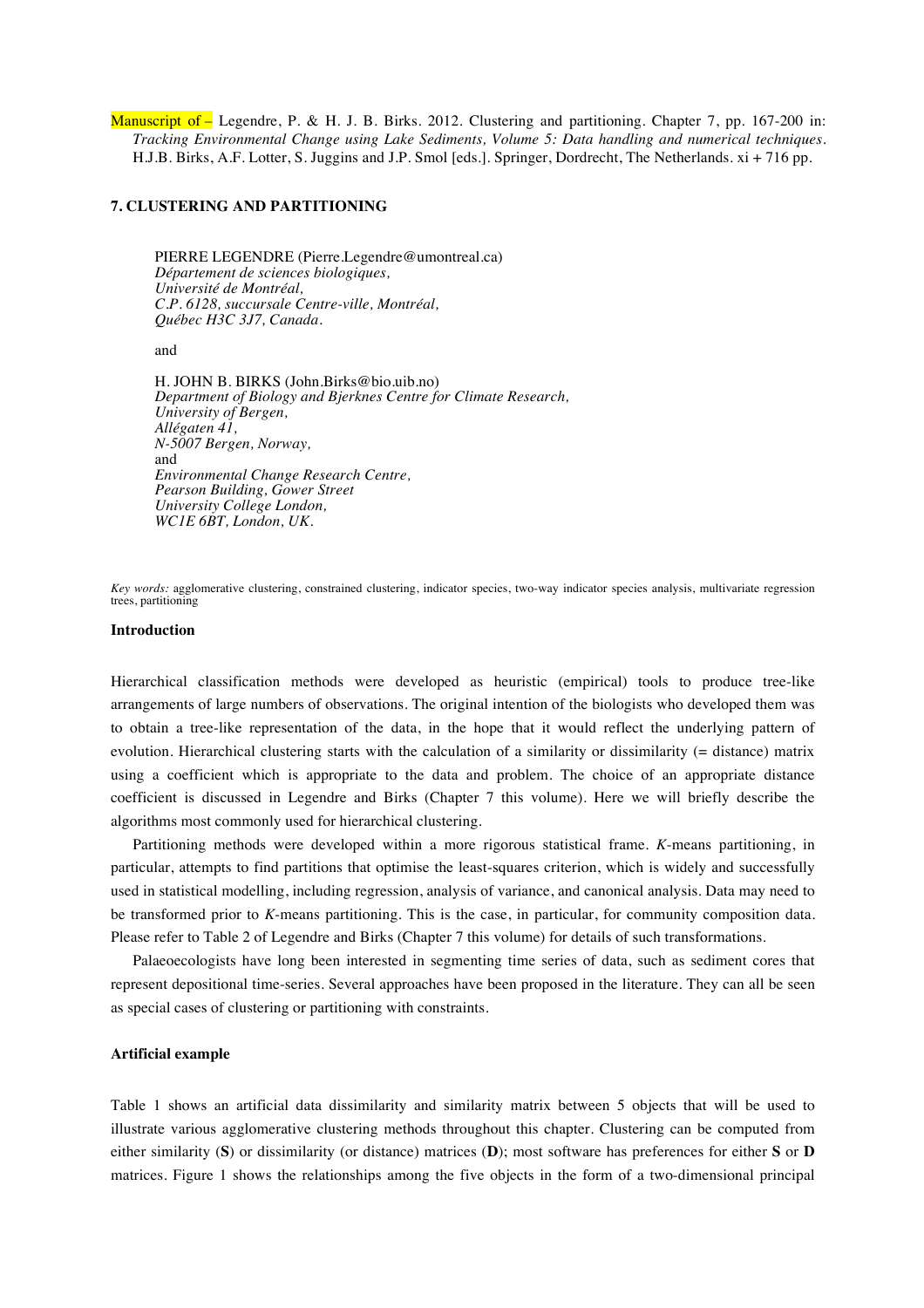Manuscript of – Legendre, P. & H. J. B. Birks. 2012. Clustering and partitioning. Chapter 7, pp. 167-200 in: *Tracking Environmental Change using Lake Sediments, Volume 5: Data handling and numerical techniques.* H.J.B. Birks, A.F. Lotter, S. Juggins and J.P. Smol [eds.]. Springer, Dordrecht, The Netherlands. xi + 716 pp.

## 7. CLUSTERING AND PARTITIONING

PIERRE LEGENDRE (Pierre.Legendre@umontreal.ca)
*Département de sciences biologiques,*
*Université de Montréal,*
*C.P. 6128, succursale Centre-ville, Montréal,*
*Québec H3C 3J7, Canada.*

and

H. JOHN B. BIRKS (John.Birks@bio.uib.no)
*Department of Biology and Bjerknes Centre for Climate Research,*
*University of Bergen,*
*Allégaten 41,*
*N-5007 Bergen, Norway,*
and
*Environmental Change Research Centre,*
*Pearson Building, Gower Street*
*University College London,*
*WC1E 6BT, London, UK.*

*Key words:* agglomerative clustering, constrained clustering, indicator species, two-way indicator species analysis, multivariate regression trees, partitioning

### Introduction

Hierarchical classification methods were developed as heuristic (empirical) tools to produce tree-like arrangements of large numbers of observations. The original intention of the biologists who developed them was to obtain a tree-like representation of the data, in the hope that it would reflect the underlying pattern of evolution. Hierarchical clustering starts with the calculation of a similarity or dissimilarity (= distance) matrix using a coefficient which is appropriate to the data and problem. The choice of an appropriate distance coefficient is discussed in Legendre and Birks (Chapter 7 this volume). Here we will briefly describe the algorithms most commonly used for hierarchical clustering.

Partitioning methods were developed within a more rigorous statistical frame. *K*-means partitioning, in particular, attempts to find partitions that optimise the least-squares criterion, which is widely and successfully used in statistical modelling, including regression, analysis of variance, and canonical analysis. Data may need to be transformed prior to *K*-means partitioning. This is the case, in particular, for community composition data. Please refer to Table 2 of Legendre and Birks (Chapter 7 this volume) for details of such transformations.

Palaeoecologists have long been interested in segmenting time series of data, such as sediment cores that represent depositional time-series. Several approaches have been proposed in the literature. They can all be seen as special cases of clustering or partitioning with constraints.

### Artificial example

Table 1 shows an artificial data dissimilarity and similarity matrix between 5 objects that will be used to illustrate various agglomerative clustering methods throughout this chapter. Clustering can be computed from either similarity (**S**) or dissimilarity (or distance) matrices (**D**); most software has preferences for either **S** or **D** matrices. Figure 1 shows the relationships among the five objects in the form of a two-dimensional principal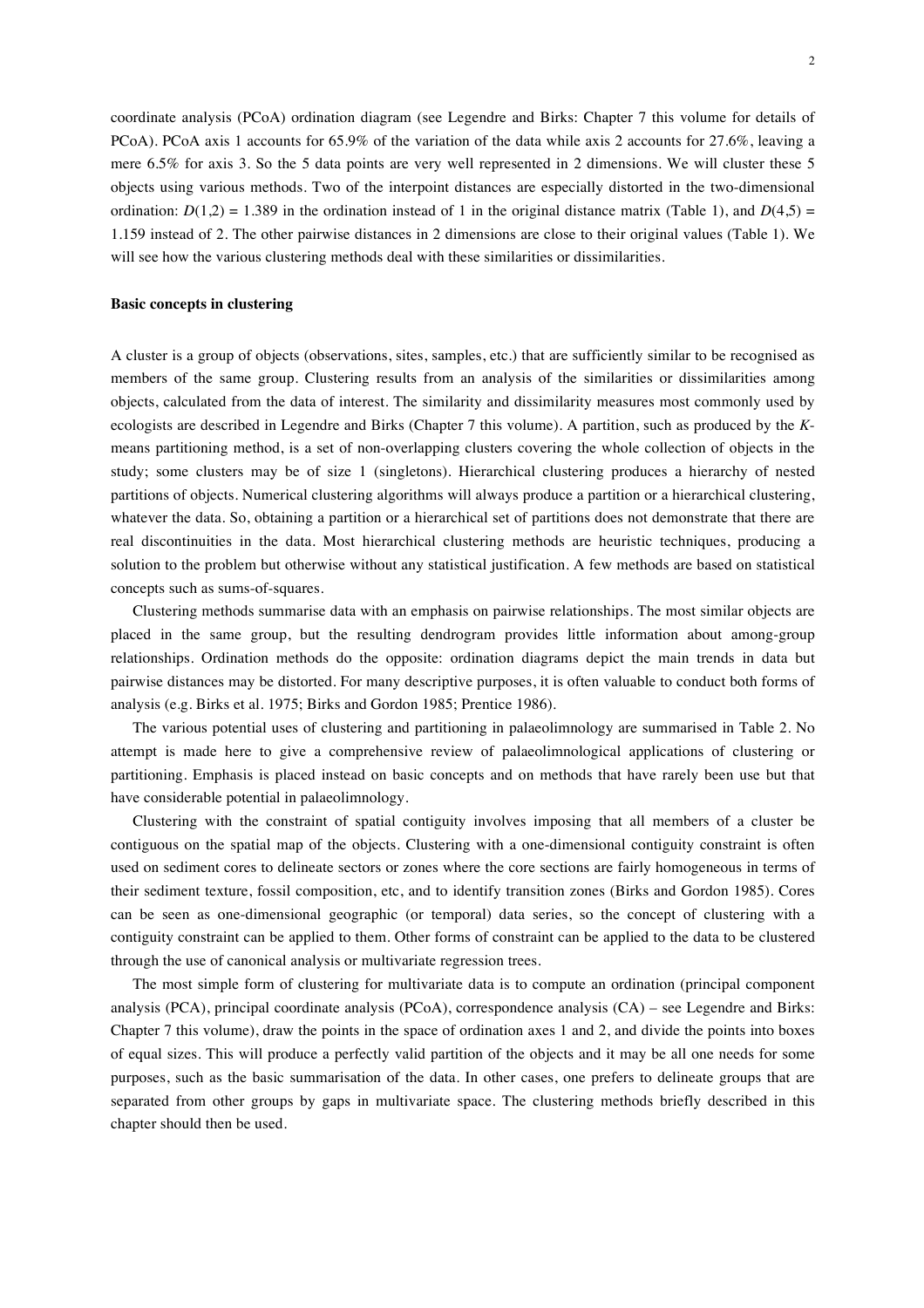coordinate analysis (PCoA) ordination diagram (see Legendre and Birks: Chapter 7 this volume for details of PCoA). PCoA axis 1 accounts for 65.9% of the variation of the data while axis 2 accounts for 27.6%, leaving a mere 6.5% for axis 3. So the 5 data points are very well represented in 2 dimensions. We will cluster these 5 objects using various methods. Two of the interpoint distances are especially distorted in the two-dimensional ordination: $D(1,2) = 1.389$ in the ordination instead of 1 in the original distance matrix (Table 1), and $D(4,5) = 1.159$ instead of 2. The other pairwise distances in 2 dimensions are close to their original values (Table 1). We will see how the various clustering methods deal with these similarities or dissimilarities.

**Basic concepts in clustering**

A cluster is a group of objects (observations, sites, samples, etc.) that are sufficiently similar to be recognised as members of the same group. Clustering results from an analysis of the similarities or dissimilarities among objects, calculated from the data of interest. The similarity and dissimilarity measures most commonly used by ecologists are described in Legendre and Birks (Chapter 7 this volume). A partition, such as produced by the *K*-means partitioning method, is a set of non-overlapping clusters covering the whole collection of objects in the study; some clusters may be of size 1 (singletons). Hierarchical clustering produces a hierarchy of nested partitions of objects. Numerical clustering algorithms will always produce a partition or a hierarchical clustering, whatever the data. So, obtaining a partition or a hierarchical set of partitions does not demonstrate that there are real discontinuities in the data. Most hierarchical clustering methods are heuristic techniques, producing a solution to the problem but otherwise without any statistical justification. A few methods are based on statistical concepts such as sums-of-squares.

Clustering methods summarise data with an emphasis on pairwise relationships. The most similar objects are placed in the same group, but the resulting dendrogram provides little information about among-group relationships. Ordination methods do the opposite: ordination diagrams depict the main trends in data but pairwise distances may be distorted. For many descriptive purposes, it is often valuable to conduct both forms of analysis (e.g. Birks et al. 1975; Birks and Gordon 1985; Prentice 1986).

The various potential uses of clustering and partitioning in palaeolimnology are summarised in Table 2. No attempt is made here to give a comprehensive review of palaeolimnological applications of clustering or partitioning. Emphasis is placed instead on basic concepts and on methods that have rarely been use but that have considerable potential in palaeolimnology.

Clustering with the constraint of spatial contiguity involves imposing that all members of a cluster be contiguous on the spatial map of the objects. Clustering with a one-dimensional contiguity constraint is often used on sediment cores to delineate sectors or zones where the core sections are fairly homogeneous in terms of their sediment texture, fossil composition, etc, and to identify transition zones (Birks and Gordon 1985). Cores can be seen as one-dimensional geographic (or temporal) data series, so the concept of clustering with a contiguity constraint can be applied to them. Other forms of constraint can be applied to the data to be clustered through the use of canonical analysis or multivariate regression trees.

The most simple form of clustering for multivariate data is to compute an ordination (principal component analysis (PCA), principal coordinate analysis (PCoA), correspondence analysis (CA) – see Legendre and Birks: Chapter 7 this volume), draw the points in the space of ordination axes 1 and 2, and divide the points into boxes of equal sizes. This will produce a perfectly valid partition of the objects and it may be all one needs for some purposes, such as the basic summarisation of the data. In other cases, one prefers to delineate groups that are separated from other groups by gaps in multivariate space. The clustering methods briefly described in this chapter should then be used.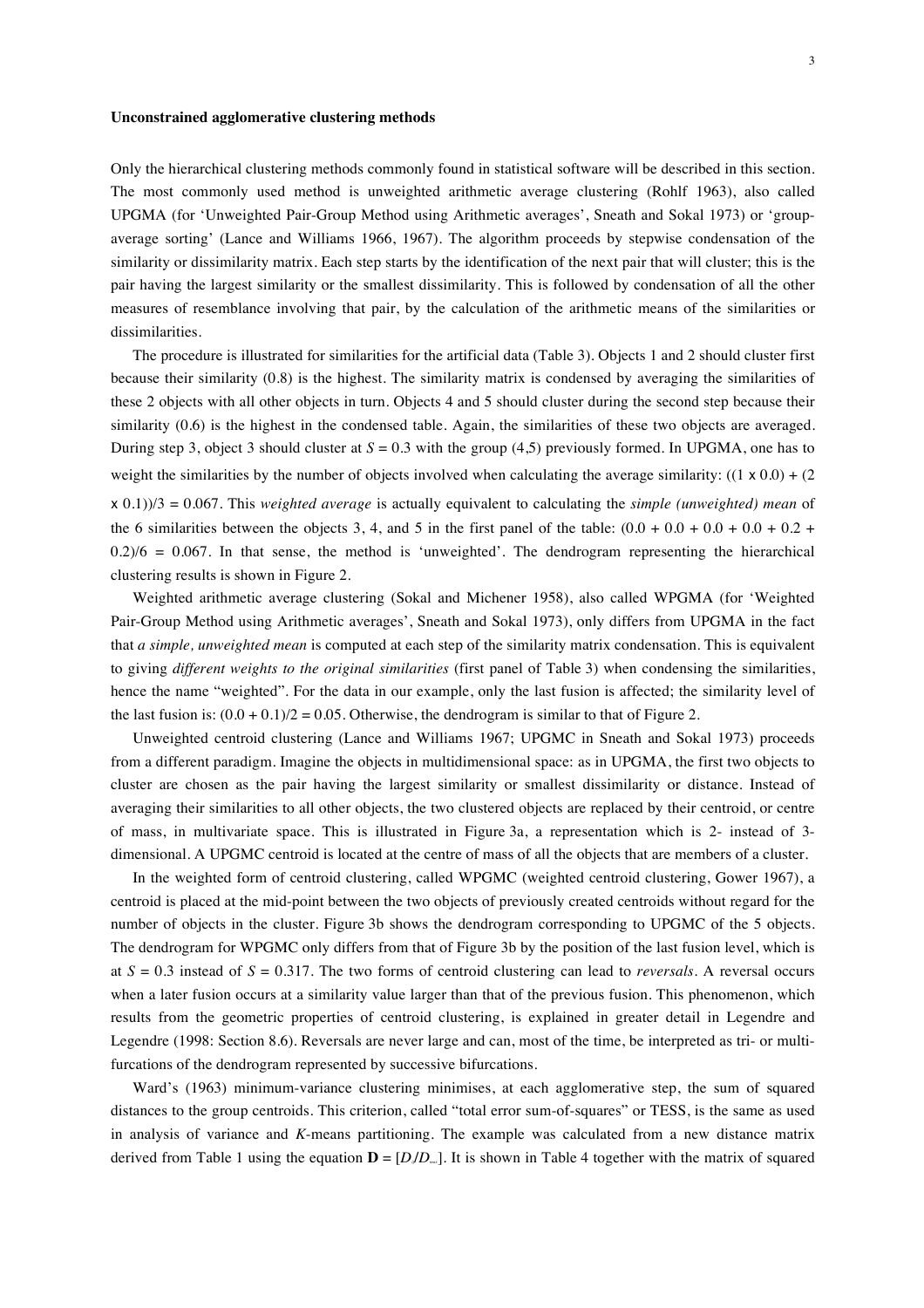**Unconstrained agglomerative clustering methods**

Only the hierarchical clustering methods commonly found in statistical software will be described in this section. The most commonly used method is unweighted arithmetic average clustering (Rohlf 1963), also called UPGMA (for 'Unweighted Pair-Group Method using Arithmetic averages', Sneath and Sokal 1973) or 'group-average sorting' (Lance and Williams 1966, 1967). The algorithm proceeds by stepwise condensation of the similarity or dissimilarity matrix. Each step starts by the identification of the next pair that will cluster; this is the pair having the largest similarity or the smallest dissimilarity. This is followed by condensation of all the other measures of resemblance involving that pair, by the calculation of the arithmetic means of the similarities or dissimilarities.

The procedure is illustrated for similarities for the artificial data (Table 3). Objects 1 and 2 should cluster first because their similarity (0.8) is the highest. The similarity matrix is condensed by averaging the similarities of these 2 objects with all other objects in turn. Objects 4 and 5 should cluster during the second step because their similarity (0.6) is the highest in the condensed table. Again, the similarities of these two objects are averaged. During step 3, object 3 should cluster at $S = 0.3$ with the group (4,5) previously formed. In UPGMA, one has to weight the similarities by the number of objects involved when calculating the average similarity: $((1 \times 0.0) + (2 \times 0.1))/3 = 0.067$. This *weighted average* is actually equivalent to calculating the *simple (unweighted) mean* of the 6 similarities between the objects 3, 4, and 5 in the first panel of the table: $(0.0 + 0.0 + 0.0 + 0.0 + 0.2 + 0.2)/6 = 0.067$. In that sense, the method is 'unweighted'. The dendrogram representing the hierarchical clustering results is shown in Figure 2.

Weighted arithmetic average clustering (Sokal and Michener 1958), also called WPGMA (for 'Weighted Pair-Group Method using Arithmetic averages', Sneath and Sokal 1973), only differs from UPGMA in the fact that *a simple, unweighted mean* is computed at each step of the similarity matrix condensation. This is equivalent to giving *different weights to the original similarities* (first panel of Table 3) when condensing the similarities, hence the name "weighted". For the data in our example, only the last fusion is affected; the similarity level of the last fusion is: $(0.0 + 0.1)/2 = 0.05$. Otherwise, the dendrogram is similar to that of Figure 2.

Unweighted centroid clustering (Lance and Williams 1967; UPGMC in Sneath and Sokal 1973) proceeds from a different paradigm. Imagine the objects in multidimensional space: as in UPGMA, the first two objects to cluster are chosen as the pair having the largest similarity or smallest dissimilarity or distance. Instead of averaging their similarities to all other objects, the two clustered objects are replaced by their centroid, or centre of mass, in multivariate space. This is illustrated in Figure 3a, a representation which is 2- instead of 3-dimensional. A UPGMC centroid is located at the centre of mass of all the objects that are members of a cluster.

In the weighted form of centroid clustering, called WPGMC (weighted centroid clustering, Gower 1967), a centroid is placed at the mid-point between the two objects of previously created centroids without regard for the number of objects in the cluster. Figure 3b shows the dendrogram corresponding to UPGMC of the 5 objects. The dendrogram for WPGMC only differs from that of Figure 3b by the position of the last fusion level, which is at $S = 0.3$ instead of $S = 0.317$. The two forms of centroid clustering can lead to *reversals*. A reversal occurs when a later fusion occurs at a similarity value larger than that of the previous fusion. This phenomenon, which results from the geometric properties of centroid clustering, is explained in greater detail in Legendre and Legendre (1998: Section 8.6). Reversals are never large and can, most of the time, be interpreted as tri- or multi-furcations of the dendrogram represented by successive bifurcations.

Ward's (1963) minimum-variance clustering minimises, at each agglomerative step, the sum of squared distances to the group centroids. This criterion, called "total error sum-of-squares" or TESS, is the same as used in analysis of variance and *K*-means partitioning. The example was calculated from a new distance matrix derived from Table 1 using the equation $\mathbf{D} = [D_i/D_{max}]$. It is shown in Table 4 together with the matrix of squared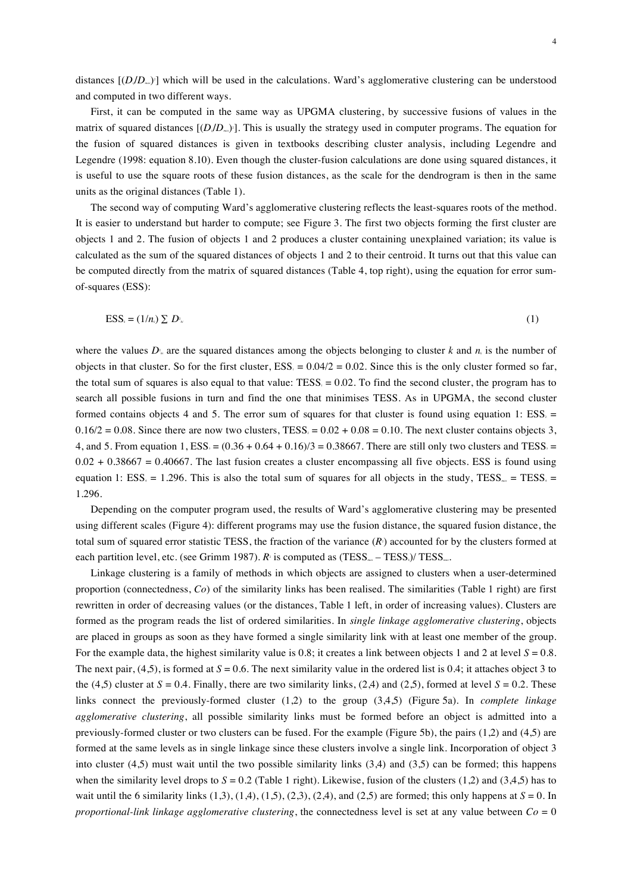distances $[(D_i/D_{max})^2]$ which will be used in the calculations. Ward's agglomerative clustering can be understood and computed in two different ways.

First, it can be computed in the same way as UPGMA clustering, by successive fusions of values in the matrix of squared distances $[(D_i/D_{max})^2]$. This is usually the strategy used in computer programs. The equation for the fusion of squared distances is given in textbooks describing cluster analysis, including Legendre and Legendre (1998: equation 8.10). Even though the cluster-fusion calculations are done using squared distances, it is useful to use the square roots of these fusion distances, as the scale for the dendrogram is then in the same units as the original distances (Table 1).

The second way of computing Ward's agglomerative clustering reflects the least-squares roots of the method. It is easier to understand but harder to compute; see Figure 3. The first two objects forming the first cluster are objects 1 and 2. The fusion of objects 1 and 2 produces a cluster containing unexplained variation; its value is calculated as the sum of the squared distances of objects 1 and 2 to their centroid. It turns out that this value can be computed directly from the matrix of squared distances (Table 4, top right), using the equation for error sum-of-squares (ESS):

$$\mathrm{ESS}_k = (1/n_k) \sum D^2_{hi} \tag{1}$$

where the values $D^2_{hi}$ are the squared distances among the objects belonging to cluster $k$ and $n_k$ is the number of objects in that cluster. So for the first cluster, $\mathrm{ESS}_1 = 0.04/2 = 0.02$. Since this is the only cluster formed so far, the total sum of squares is also equal to that value: $\mathrm{TESS}_1 = 0.02$. To find the second cluster, the program has to search all possible fusions in turn and find the one that minimises TESS. As in UPGMA, the second cluster formed contains objects 4 and 5. The error sum of squares for that cluster is found using equation 1: $\mathrm{ESS}_2 = 0.16/2 = 0.08$. Since there are now two clusters, $\mathrm{TESS}_2 = 0.02 + 0.08 = 0.10$. The next cluster contains objects 3, 4, and 5. From equation 1, $\mathrm{ESS}_3 = (0.36 + 0.64 + 0.16)/3 = 0.38667$. There are still only two clusters and $\mathrm{TESS}_3 = 0.02 + 0.38667 = 0.40667$. The last fusion creates a cluster encompassing all five objects. ESS is found using equation 1: $\mathrm{ESS}_4 = 1.296$. This is also the total sum of squares for all objects in the study, $\mathrm{TESS}_{total} = \mathrm{TESS}_4 = 1.296$.

Depending on the computer program used, the results of Ward's agglomerative clustering may be presented using different scales (Figure 4): different programs may use the fusion distance, the squared fusion distance, the total sum of squared error statistic TESS, the fraction of the variance ($R^2$) accounted for by the clusters formed at each partition level, etc. (see Grimm 1987). $R^2$ is computed as $(\mathrm{TESS}_{total} - \mathrm{TESS}_k)/\ \mathrm{TESS}_{total}$.

Linkage clustering is a family of methods in which objects are assigned to clusters when a user-determined proportion (connectedness, *Co*) of the similarity links has been realised. The similarities (Table 1 right) are first rewritten in order of decreasing values (or the distances, Table 1 left, in order of increasing values). Clusters are formed as the program reads the list of ordered similarities. In *single linkage agglomerative clustering*, objects are placed in groups as soon as they have formed a single similarity link with at least one member of the group. For the example data, the highest similarity value is 0.8; it creates a link between objects 1 and 2 at level $S = 0.8$. The next pair, (4,5), is formed at $S = 0.6$. The next similarity value in the ordered list is 0.4; it attaches object 3 to the (4,5) cluster at $S = 0.4$. Finally, there are two similarity links, (2,4) and (2,5), formed at level $S = 0.2$. These links connect the previously-formed cluster (1,2) to the group (3,4,5) (Figure 5a). In *complete linkage agglomerative clustering*, all possible similarity links must be formed before an object is admitted into a previously-formed cluster or two clusters can be fused. For the example (Figure 5b), the pairs (1,2) and (4,5) are formed at the same levels as in single linkage since these clusters involve a single link. Incorporation of object 3 into cluster (4,5) must wait until the two possible similarity links (3,4) and (3,5) can be formed; this happens when the similarity level drops to $S = 0.2$ (Table 1 right). Likewise, fusion of the clusters (1,2) and (3,4,5) has to wait until the 6 similarity links (1,3), (1,4), (1,5), (2,3), (2,4), and (2,5) are formed; this only happens at $S = 0$. In *proportional-link linkage agglomerative clustering*, the connectedness level is set at any value between $Co = 0$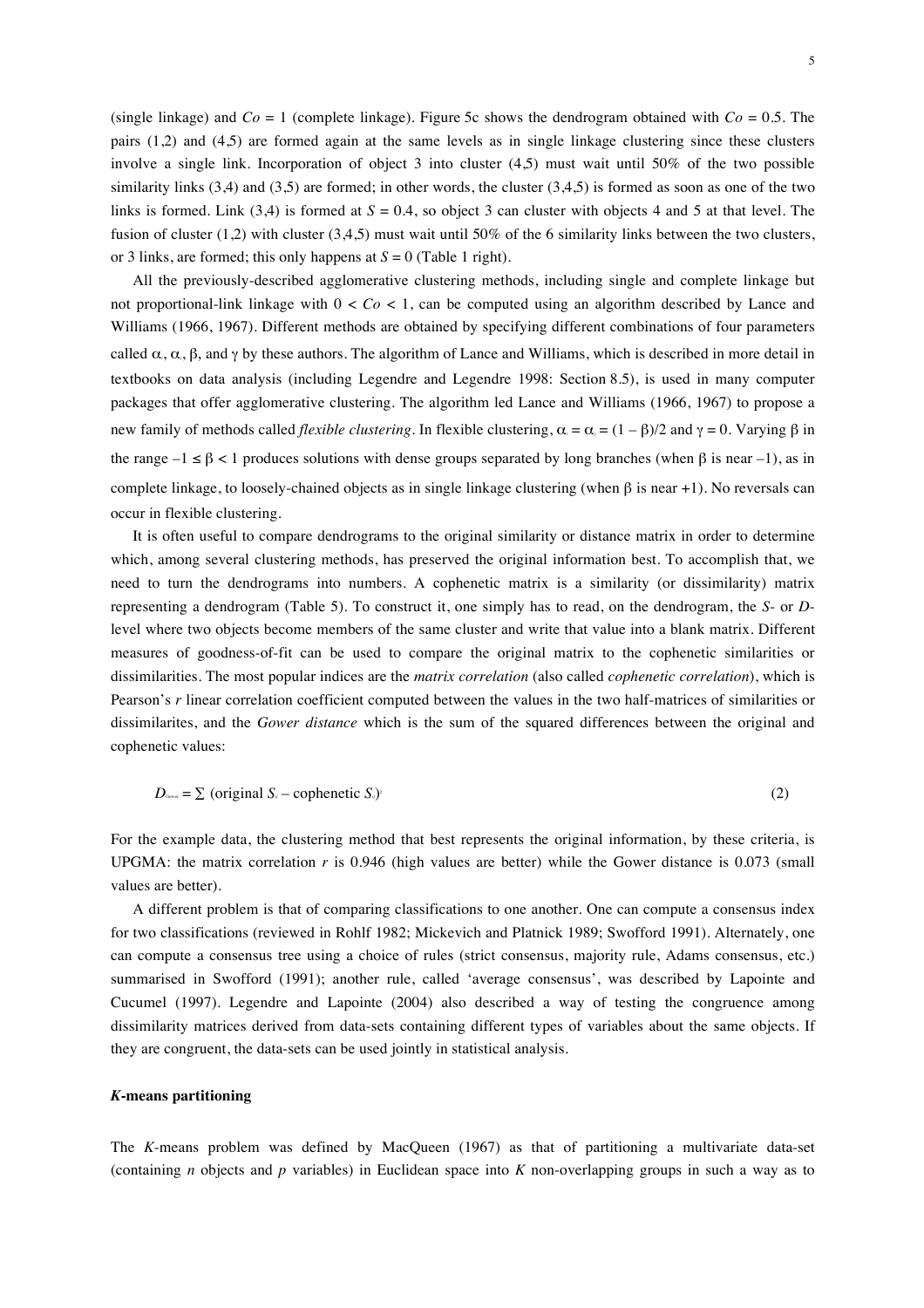(single linkage) and $Co = 1$ (complete linkage). Figure 5c shows the dendrogram obtained with $Co = 0.5$. The pairs (1,2) and (4,5) are formed again at the same levels as in single linkage clustering since these clusters involve a single link. Incorporation of object 3 into cluster (4,5) must wait until 50% of the two possible similarity links (3,4) and (3,5) are formed; in other words, the cluster (3,4,5) is formed as soon as one of the two links is formed. Link (3,4) is formed at $S = 0.4$, so object 3 can cluster with objects 4 and 5 at that level. The fusion of cluster (1,2) with cluster (3,4,5) must wait until 50% of the 6 similarity links between the two clusters, or 3 links, are formed; this only happens at $S = 0$ (Table 1 right).

All the previously-described agglomerative clustering methods, including single and complete linkage but not proportional-link linkage with $0 < Co < 1$, can be computed using an algorithm described by Lance and Williams (1966, 1967). Different methods are obtained by specifying different combinations of four parameters called $\alpha_i$, $\alpha_j$, $\beta$, and $\gamma$ by these authors. The algorithm of Lance and Williams, which is described in more detail in textbooks on data analysis (including Legendre and Legendre 1998: Section 8.5), is used in many computer packages that offer agglomerative clustering. The algorithm led Lance and Williams (1966, 1967) to propose a new family of methods called *flexible clustering*. In flexible clustering, $\alpha_i = \alpha_j = (1 - \beta)/2$ and $\gamma = 0$. Varying $\beta$ in the range $-1 \le \beta < 1$ produces solutions with dense groups separated by long branches (when $\beta$ is near $-1$), as in complete linkage, to loosely-chained objects as in single linkage clustering (when $\beta$ is near $+1$). No reversals can occur in flexible clustering.

It is often useful to compare dendrograms to the original similarity or distance matrix in order to determine which, among several clustering methods, has preserved the original information best. To accomplish that, we need to turn the dendrograms into numbers. A cophenetic matrix is a similarity (or dissimilarity) matrix representing a dendrogram (Table 5). To construct it, one simply has to read, on the dendrogram, the *S*- or *D*-level where two objects become members of the same cluster and write that value into a blank matrix. Different measures of goodness-of-fit can be used to compare the original matrix to the cophenetic similarities or dissimilarities. The most popular indices are the *matrix correlation* (also called *cophenetic correlation*), which is Pearson's *r* linear correlation coefficient computed between the values in the two half-matrices of similarities or dissimilarites, and the *Gower distance* which is the sum of the squared differences between the original and cophenetic values:

$$D_{Gower} = \sum (\text{original } S_{ij} - \text{cophenetic } S_{ij})^2 \qquad (2)$$

For the example data, the clustering method that best represents the original information, by these criteria, is UPGMA: the matrix correlation *r* is 0.946 (high values are better) while the Gower distance is 0.073 (small values are better).

A different problem is that of comparing classifications to one another. One can compute a consensus index for two classifications (reviewed in Rohlf 1982; Mickevich and Platnick 1989; Swofford 1991). Alternately, one can compute a consensus tree using a choice of rules (strict consensus, majority rule, Adams consensus, etc.) summarised in Swofford (1991); another rule, called 'average consensus', was described by Lapointe and Cucumel (1997). Legendre and Lapointe (2004) also described a way of testing the congruence among dissimilarity matrices derived from data-sets containing different types of variables about the same objects. If they are congruent, the data-sets can be used jointly in statistical analysis.

### *K*-means partitioning

The *K*-means problem was defined by MacQueen (1967) as that of partitioning a multivariate data-set (containing *n* objects and *p* variables) in Euclidean space into *K* non-overlapping groups in such a way as to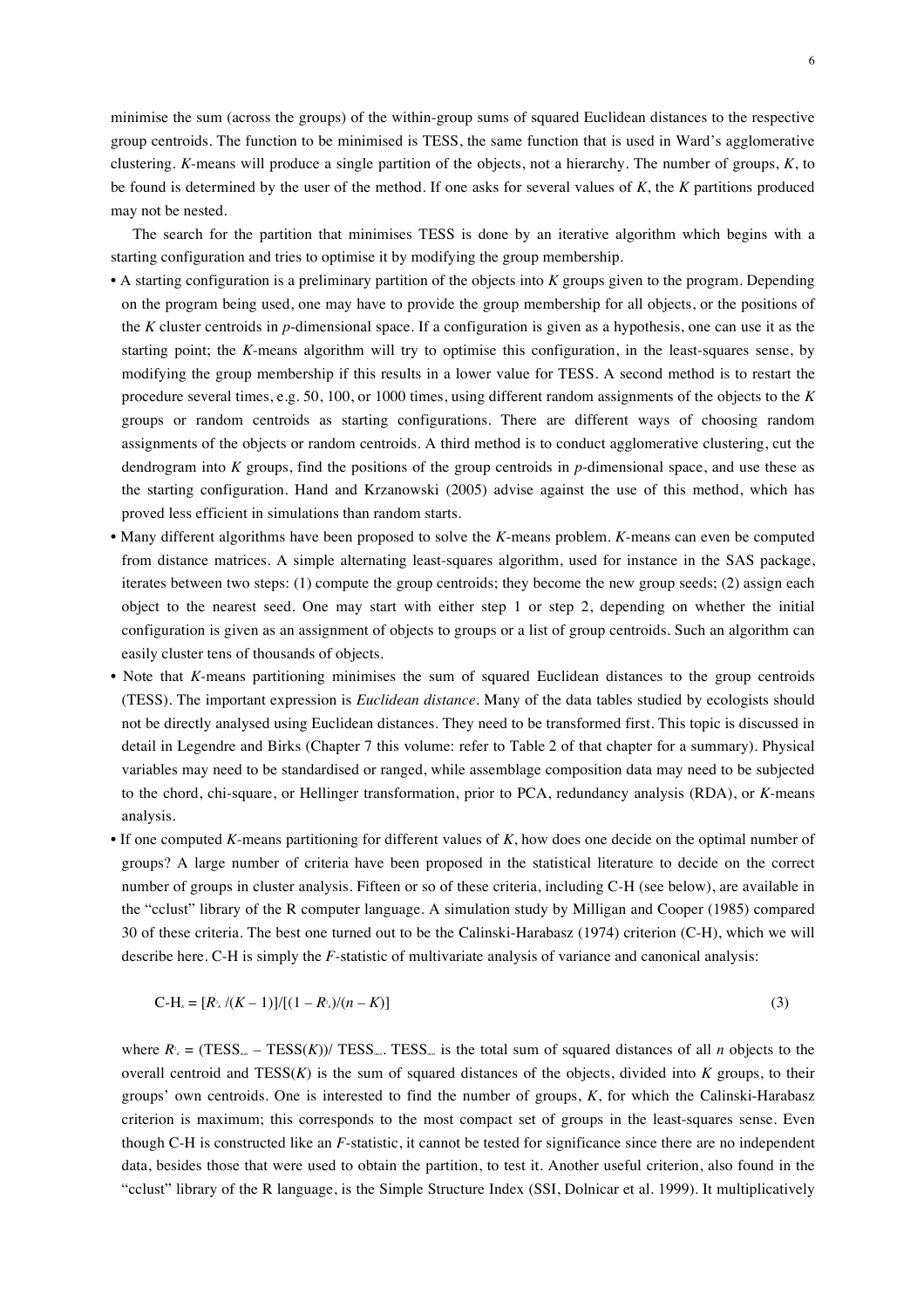minimise the sum (across the groups) of the within-group sums of squared Euclidean distances to the respective group centroids. The function to be minimised is TESS, the same function that is used in Ward's agglomerative clustering. *K*-means will produce a single partition of the objects, not a hierarchy. The number of groups, *K*, to be found is determined by the user of the method. If one asks for several values of *K*, the *K* partitions produced may not be nested.

The search for the partition that minimises TESS is done by an iterative algorithm which begins with a starting configuration and tries to optimise it by modifying the group membership.

- A starting configuration is a preliminary partition of the objects into *K* groups given to the program. Depending on the program being used, one may have to provide the group membership for all objects, or the positions of the *K* cluster centroids in *p*-dimensional space. If a configuration is given as a hypothesis, one can use it as the starting point; the *K*-means algorithm will try to optimise this configuration, in the least-squares sense, by modifying the group membership if this results in a lower value for TESS. A second method is to restart the procedure several times, e.g. 50, 100, or 1000 times, using different random assignments of the objects to the *K* groups or random centroids as starting configurations. There are different ways of choosing random assignments of the objects or random centroids. A third method is to conduct agglomerative clustering, cut the dendrogram into *K* groups, find the positions of the group centroids in *p*-dimensional space, and use these as the starting configuration. Hand and Krzanowski (2005) advise against the use of this method, which has proved less efficient in simulations than random starts.
- Many different algorithms have been proposed to solve the *K*-means problem. *K*-means can even be computed from distance matrices. A simple alternating least-squares algorithm, used for instance in the SAS package, iterates between two steps: (1) compute the group centroids; they become the new group seeds; (2) assign each object to the nearest seed. One may start with either step 1 or step 2, depending on whether the initial configuration is given as an assignment of objects to groups or a list of group centroids. Such an algorithm can easily cluster tens of thousands of objects.
- Note that *K*-means partitioning minimises the sum of squared Euclidean distances to the group centroids (TESS). The important expression is *Euclidean distance*. Many of the data tables studied by ecologists should not be directly analysed using Euclidean distances. They need to be transformed first. This topic is discussed in detail in Legendre and Birks (Chapter 7 this volume: refer to Table 2 of that chapter for a summary). Physical variables may need to be standardised or ranged, while assemblage composition data may need to be subjected to the chord, chi-square, or Hellinger transformation, prior to PCA, redundancy analysis (RDA), or *K*-means analysis.
- If one computed *K*-means partitioning for different values of *K*, how does one decide on the optimal number of groups? A large number of criteria have been proposed in the statistical literature to decide on the correct number of groups in cluster analysis. Fifteen or so of these criteria, including C-H (see below), are available in the "cclust" library of the R computer language. A simulation study by Milligan and Cooper (1985) compared 30 of these criteria. The best one turned out to be the Calinski-Harabasz (1974) criterion (C-H), which we will describe here. C-H is simply the *F*-statistic of multivariate analysis of variance and canonical analysis:

$$\text{C-H}_K = [R^2_K/(K-1)]/[(1-R^2_K)/(n-K)] \tag{3}$$

where $R^2_K = (\text{TESS}_{max} - \text{TESS}(K))/\ \text{TESS}_{max}$. $\text{TESS}_{max}$ is the total sum of squared distances of all *n* objects to the overall centroid and TESS(*K*) is the sum of squared distances of the objects, divided into *K* groups, to their groups' own centroids. One is interested to find the number of groups, *K*, for which the Calinski-Harabasz criterion is maximum; this corresponds to the most compact set of groups in the least-squares sense. Even though C-H is constructed like an *F*-statistic, it cannot be tested for significance since there are no independent data, besides those that were used to obtain the partition, to test it. Another useful criterion, also found in the "cclust" library of the R language, is the Simple Structure Index (SSI, Dolnicar et al. 1999). It multiplicatively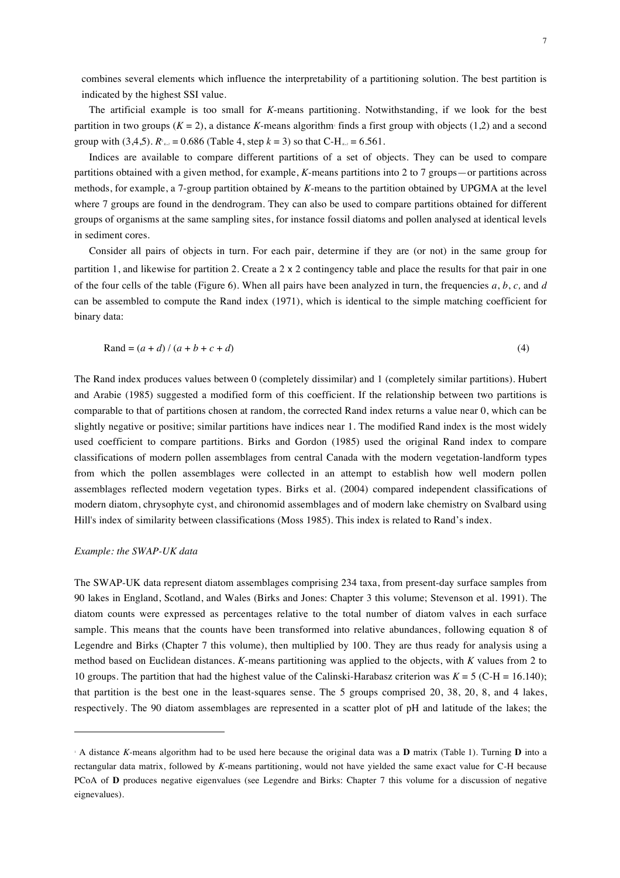combines several elements which influence the interpretability of a partitioning solution. The best partition is indicated by the highest SSI value.

The artificial example is too small for *K*-means partitioning. Notwithstanding, if we look for the best partition in two groups ($K = 2$), a distance *K*-means algorithm[1] finds a first group with objects (1,2) and a second group with (3,4,5). $R^2_{K=2} = 0.686$ (Table 4, step $k = 3$) so that C-H$_{K=2}$ = 6.561.

Indices are available to compare different partitions of a set of objects. They can be used to compare partitions obtained with a given method, for example, *K*-means partitions into 2 to 7 groups—or partitions across methods, for example, a 7-group partition obtained by *K*-means to the partition obtained by UPGMA at the level where 7 groups are found in the dendrogram. They can also be used to compare partitions obtained for different groups of organisms at the same sampling sites, for instance fossil diatoms and pollen analysed at identical levels in sediment cores.

Consider all pairs of objects in turn. For each pair, determine if they are (or not) in the same group for partition 1, and likewise for partition 2. Create a 2 x 2 contingency table and place the results for that pair in one of the four cells of the table (Figure 6). When all pairs have been analyzed in turn, the frequencies *a*, *b*, *c,* and *d* can be assembled to compute the Rand index (1971), which is identical to the simple matching coefficient for binary data:

$$\text{Rand} = (a + d) / (a + b + c + d) \tag{4}$$

The Rand index produces values between 0 (completely dissimilar) and 1 (completely similar partitions). Hubert and Arabie (1985) suggested a modified form of this coefficient. If the relationship between two partitions is comparable to that of partitions chosen at random, the corrected Rand index returns a value near 0, which can be slightly negative or positive; similar partitions have indices near 1. The modified Rand index is the most widely used coefficient to compare partitions. Birks and Gordon (1985) used the original Rand index to compare classifications of modern pollen assemblages from central Canada with the modern vegetation-landform types from which the pollen assemblages were collected in an attempt to establish how well modern pollen assemblages reflected modern vegetation types. Birks et al. (2004) compared independent classifications of modern diatom, chrysophyte cyst, and chironomid assemblages and of modern lake chemistry on Svalbard using Hill's index of similarity between classifications (Moss 1985). This index is related to Rand's index.

*Example: the SWAP-UK data*

The SWAP-UK data represent diatom assemblages comprising 234 taxa, from present-day surface samples from 90 lakes in England, Scotland, and Wales (Birks and Jones: Chapter 3 this volume; Stevenson et al. 1991). The diatom counts were expressed as percentages relative to the total number of diatom valves in each surface sample. This means that the counts have been transformed into relative abundances, following equation 8 of Legendre and Birks (Chapter 7 this volume), then multiplied by 100. They are thus ready for analysis using a method based on Euclidean distances. *K*-means partitioning was applied to the objects, with *K* values from 2 to 10 groups. The partition that had the highest value of the Calinski-Harabasz criterion was $K = 5$ (C-H = 16.140); that partition is the best one in the least-squares sense. The 5 groups comprised 20, 38, 20, 8, and 4 lakes, respectively. The 90 diatom assemblages are represented in a scatter plot of pH and latitude of the lakes; the

---

[1] A distance *K*-means algorithm had to be used here because the original data was a **D** matrix (Table 1). Turning **D** into a rectangular data matrix, followed by *K*-means partitioning, would not have yielded the same exact value for C-H because PCoA of **D** produces negative eigenvalues (see Legendre and Birks: Chapter 7 this volume for a discussion of negative eignevalues).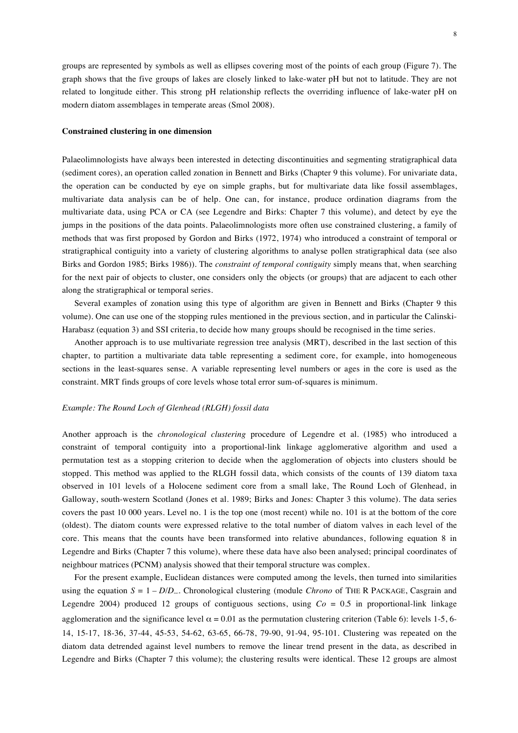groups are represented by symbols as well as ellipses covering most of the points of each group (Figure 7). The graph shows that the five groups of lakes are closely linked to lake-water pH but not to latitude. They are not related to longitude either. This strong pH relationship reflects the overriding influence of lake-water pH on modern diatom assemblages in temperate areas (Smol 2008).

**Constrained clustering in one dimension**

Palaeolimnologists have always been interested in detecting discontinuities and segmenting stratigraphical data (sediment cores), an operation called zonation in Bennett and Birks (Chapter 9 this volume). For univariate data, the operation can be conducted by eye on simple graphs, but for multivariate data like fossil assemblages, multivariate data analysis can be of help. One can, for instance, produce ordination diagrams from the multivariate data, using PCA or CA (see Legendre and Birks: Chapter 7 this volume), and detect by eye the jumps in the positions of the data points. Palaeolimnologists more often use constrained clustering, a family of methods that was first proposed by Gordon and Birks (1972, 1974) who introduced a constraint of temporal or stratigraphical contiguity into a variety of clustering algorithms to analyse pollen stratigraphical data (see also Birks and Gordon 1985; Birks 1986)). The *constraint of temporal contiguity* simply means that, when searching for the next pair of objects to cluster, one considers only the objects (or groups) that are adjacent to each other along the stratigraphical or temporal series.

Several examples of zonation using this type of algorithm are given in Bennett and Birks (Chapter 9 this volume). One can use one of the stopping rules mentioned in the previous section, and in particular the Calinski-Harabasz (equation 3) and SSI criteria, to decide how many groups should be recognised in the time series.

Another approach is to use multivariate regression tree analysis (MRT), described in the last section of this chapter, to partition a multivariate data table representing a sediment core, for example, into homogeneous sections in the least-squares sense. A variable representing level numbers or ages in the core is used as the constraint. MRT finds groups of core levels whose total error sum-of-squares is minimum.

*Example: The Round Loch of Glenhead (RLGH) fossil data*

Another approach is the *chronological clustering* procedure of Legendre et al. (1985) who introduced a constraint of temporal contiguity into a proportional-link linkage agglomerative algorithm and used a permutation test as a stopping criterion to decide when the agglomeration of objects into clusters should be stopped. This method was applied to the RLGH fossil data, which consists of the counts of 139 diatom taxa observed in 101 levels of a Holocene sediment core from a small lake, The Round Loch of Glenhead, in Galloway, south-western Scotland (Jones et al. 1989; Birks and Jones: Chapter 3 this volume). The data series covers the past 10 000 years. Level no. 1 is the top one (most recent) while no. 101 is at the bottom of the core (oldest). The diatom counts were expressed relative to the total number of diatom valves in each level of the core. This means that the counts have been transformed into relative abundances, following equation 8 in Legendre and Birks (Chapter 7 this volume), where these data have also been analysed; principal coordinates of neighbour matrices (PCNM) analysis showed that their temporal structure was complex.

For the present example, Euclidean distances were computed among the levels, then turned into similarities using the equation $S = 1 - D/D_{max}$. Chronological clustering (module *Chrono* of THE R PACKAGE, Casgrain and Legendre 2004) produced 12 groups of contiguous sections, using $Co = 0.5$ in proportional-link linkage agglomeration and the significance level $\alpha = 0.01$ as the permutation clustering criterion (Table 6): levels 1-5, 6-14, 15-17, 18-36, 37-44, 45-53, 54-62, 63-65, 66-78, 79-90, 91-94, 95-101. Clustering was repeated on the diatom data detrended against level numbers to remove the linear trend present in the data, as described in Legendre and Birks (Chapter 7 this volume); the clustering results were identical. These 12 groups are almost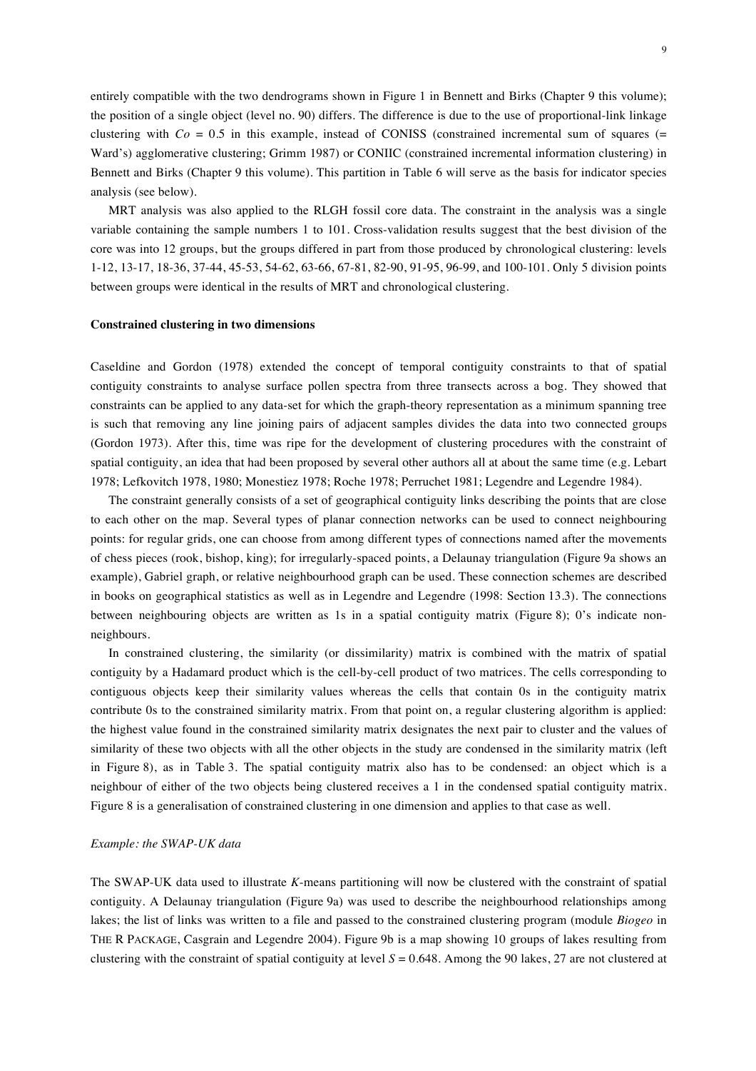entirely compatible with the two dendrograms shown in Figure 1 in Bennett and Birks (Chapter 9 this volume); the position of a single object (level no. 90) differs. The difference is due to the use of proportional-link linkage clustering with $Co = 0.5$ in this example, instead of CONISS (constrained incremental sum of squares (= Ward's) agglomerative clustering; Grimm 1987) or CONIIC (constrained incremental information clustering) in Bennett and Birks (Chapter 9 this volume). This partition in Table 6 will serve as the basis for indicator species analysis (see below).

MRT analysis was also applied to the RLGH fossil core data. The constraint in the analysis was a single variable containing the sample numbers 1 to 101. Cross-validation results suggest that the best division of the core was into 12 groups, but the groups differed in part from those produced by chronological clustering: levels 1-12, 13-17, 18-36, 37-44, 45-53, 54-62, 63-66, 67-81, 82-90, 91-95, 96-99, and 100-101. Only 5 division points between groups were identical in the results of MRT and chronological clustering.

**Constrained clustering in two dimensions**

Caseldine and Gordon (1978) extended the concept of temporal contiguity constraints to that of spatial contiguity constraints to analyse surface pollen spectra from three transects across a bog. They showed that constraints can be applied to any data-set for which the graph-theory representation as a minimum spanning tree is such that removing any line joining pairs of adjacent samples divides the data into two connected groups (Gordon 1973). After this, time was ripe for the development of clustering procedures with the constraint of spatial contiguity, an idea that had been proposed by several other authors all at about the same time (e.g. Lebart 1978; Lefkovitch 1978, 1980; Monestiez 1978; Roche 1978; Perruchet 1981; Legendre and Legendre 1984).

The constraint generally consists of a set of geographical contiguity links describing the points that are close to each other on the map. Several types of planar connection networks can be used to connect neighbouring points: for regular grids, one can choose from among different types of connections named after the movements of chess pieces (rook, bishop, king); for irregularly-spaced points, a Delaunay triangulation (Figure 9a shows an example), Gabriel graph, or relative neighbourhood graph can be used. These connection schemes are described in books on geographical statistics as well as in Legendre and Legendre (1998: Section 13.3). The connections between neighbouring objects are written as 1s in a spatial contiguity matrix (Figure 8); 0's indicate non-neighbours.

In constrained clustering, the similarity (or dissimilarity) matrix is combined with the matrix of spatial contiguity by a Hadamard product which is the cell-by-cell product of two matrices. The cells corresponding to contiguous objects keep their similarity values whereas the cells that contain 0s in the contiguity matrix contribute 0s to the constrained similarity matrix. From that point on, a regular clustering algorithm is applied: the highest value found in the constrained similarity matrix designates the next pair to cluster and the values of similarity of these two objects with all the other objects in the study are condensed in the similarity matrix (left in Figure 8), as in Table 3. The spatial contiguity matrix also has to be condensed: an object which is a neighbour of either of the two objects being clustered receives a 1 in the condensed spatial contiguity matrix. Figure 8 is a generalisation of constrained clustering in one dimension and applies to that case as well.

*Example: the SWAP-UK data*

The SWAP-UK data used to illustrate *K*-means partitioning will now be clustered with the constraint of spatial contiguity. A Delaunay triangulation (Figure 9a) was used to describe the neighbourhood relationships among lakes; the list of links was written to a file and passed to the constrained clustering program (module *Biogeo* in THE R PACKAGE, Casgrain and Legendre 2004). Figure 9b is a map showing 10 groups of lakes resulting from clustering with the constraint of spatial contiguity at level $S = 0.648$. Among the 90 lakes, 27 are not clustered at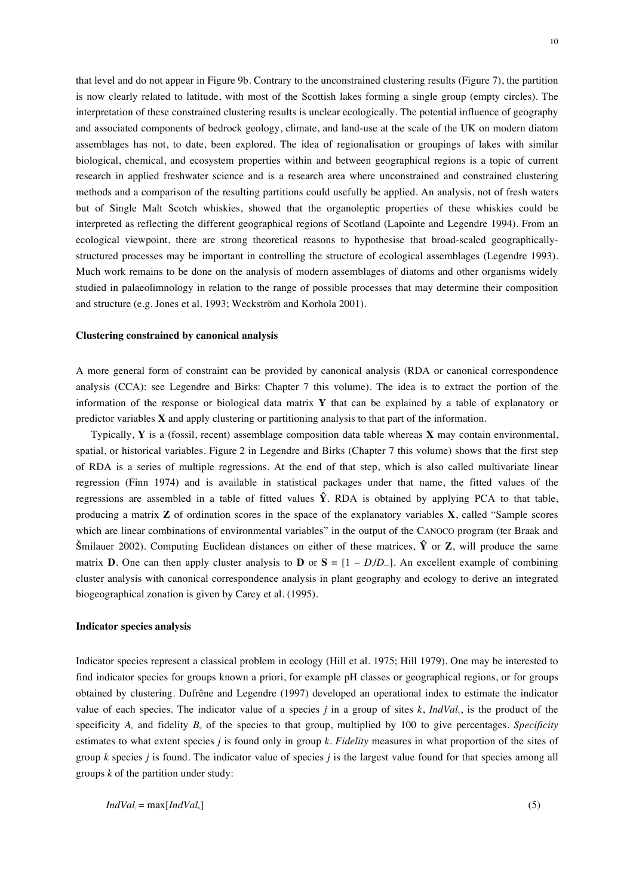that level and do not appear in Figure 9b. Contrary to the unconstrained clustering results (Figure 7), the partition is now clearly related to latitude, with most of the Scottish lakes forming a single group (empty circles). The interpretation of these constrained clustering results is unclear ecologically. The potential influence of geography and associated components of bedrock geology, climate, and land-use at the scale of the UK on modern diatom assemblages has not, to date, been explored. The idea of regionalisation or groupings of lakes with similar biological, chemical, and ecosystem properties within and between geographical regions is a topic of current research in applied freshwater science and is a research area where unconstrained and constrained clustering methods and a comparison of the resulting partitions could usefully be applied. An analysis, not of fresh waters but of Single Malt Scotch whiskies, showed that the organoleptic properties of these whiskies could be interpreted as reflecting the different geographical regions of Scotland (Lapointe and Legendre 1994). From an ecological viewpoint, there are strong theoretical reasons to hypothesise that broad-scaled geographically-structured processes may be important in controlling the structure of ecological assemblages (Legendre 1993). Much work remains to be done on the analysis of modern assemblages of diatoms and other organisms widely studied in palaeolimnology in relation to the range of possible processes that may determine their composition and structure (e.g. Jones et al. 1993; Weckström and Korhola 2001).

### Clustering constrained by canonical analysis

A more general form of constraint can be provided by canonical analysis (RDA or canonical correspondence analysis (CCA): see Legendre and Birks: Chapter 7 this volume). The idea is to extract the portion of the information of the response or biological data matrix **Y** that can be explained by a table of explanatory or predictor variables **X** and apply clustering or partitioning analysis to that part of the information.

Typically, **Y** is a (fossil, recent) assemblage composition data table whereas **X** may contain environmental, spatial, or historical variables. Figure 2 in Legendre and Birks (Chapter 7 this volume) shows that the first step of RDA is a series of multiple regressions. At the end of that step, which is also called multivariate linear regression (Finn 1974) and is available in statistical packages under that name, the fitted values of the regressions are assembled in a table of fitted values $\hat{\mathbf{Y}}$. RDA is obtained by applying PCA to that table, producing a matrix **Z** of ordination scores in the space of the explanatory variables **X**, called "Sample scores which are linear combinations of environmental variables" in the output of the CANOCO program (ter Braak and Šmilauer 2002). Computing Euclidean distances on either of these matrices, $\hat{\mathbf{Y}}$ or **Z**, will produce the same matrix **D**. One can then apply cluster analysis to **D** or $\mathbf{S} = [1 - D_i/D_{max}]$. An excellent example of combining cluster analysis with canonical correspondence analysis in plant geography and ecology to derive an integrated biogeographical zonation is given by Carey et al. (1995).

### Indicator species analysis

Indicator species represent a classical problem in ecology (Hill et al. 1975; Hill 1979). One may be interested to find indicator species for groups known a priori, for example pH classes or geographical regions, or for groups obtained by clustering. Dufrêne and Legendre (1997) developed an operational index to estimate the indicator value of each species. The indicator value of a species $j$ in a group of sites $k$, $IndVal_{kj}$, is the product of the specificity $A_{kj}$ and fidelity $B_{kj}$ of the species to that group, multiplied by 100 to give percentages. *Specificity* estimates to what extent species $j$ is found only in group $k$. *Fidelity* measures in what proportion of the sites of group $k$ species $j$ is found. The indicator value of species $j$ is the largest value found for that species among all groups $k$ of the partition under study:

$$IndVal_j = \max[IndVal_{kj}] \tag{5}$$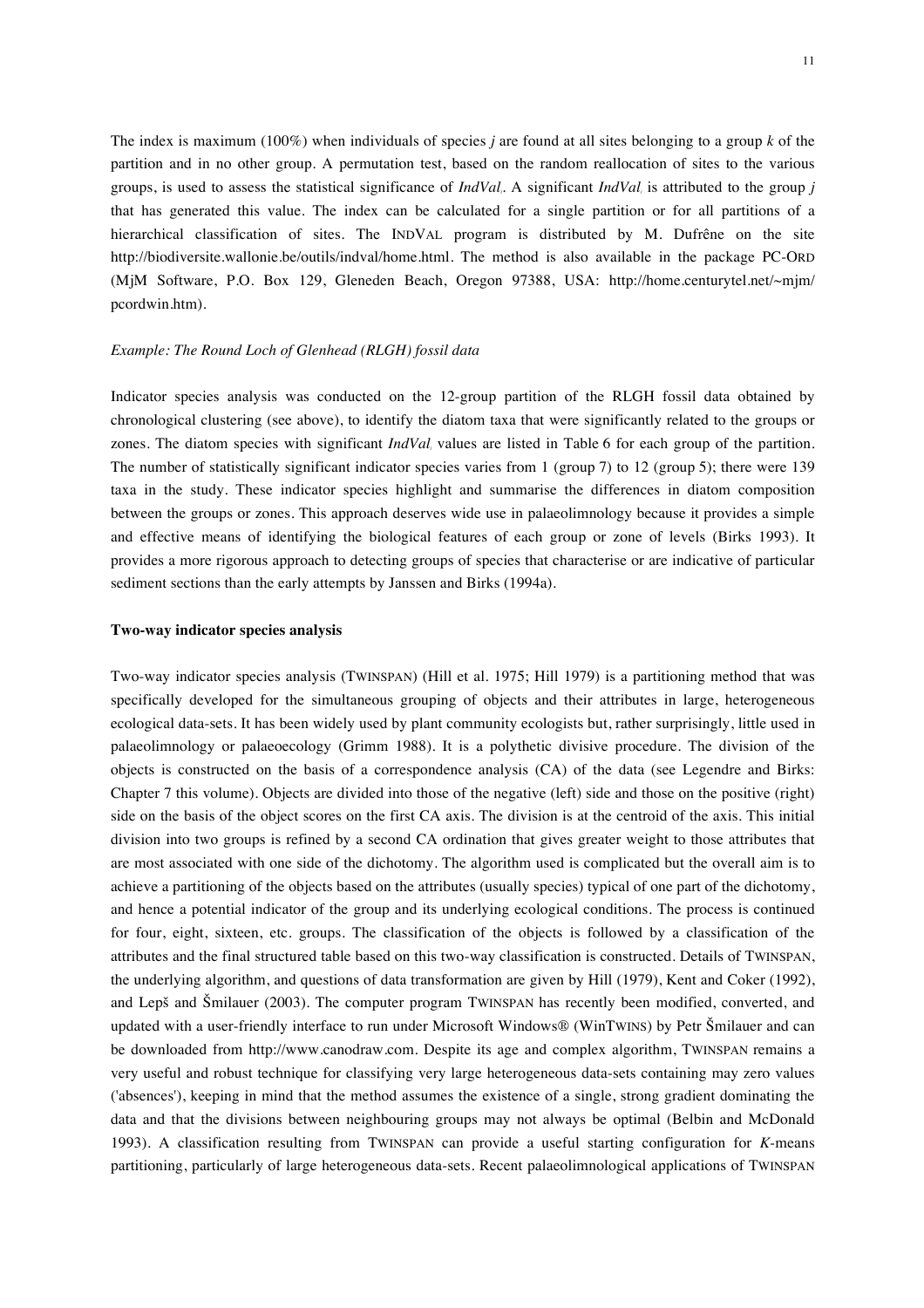The index is maximum (100%) when individuals of species *j* are found at all sites belonging to a group *k* of the partition and in no other group. A permutation test, based on the random reallocation of sites to the various groups, is used to assess the statistical significance of $IndVal_j$. A significant $IndVal_j$ is attributed to the group *j* that has generated this value. The index can be calculated for a single partition or for all partitions of a hierarchical classification of sites. The INDVAL program is distributed by M. Dufrêne on the site http://biodiversite.wallonie.be/outils/indval/home.html. The method is also available in the package PC-ORD (MjM Software, P.O. Box 129, Gleneden Beach, Oregon 97388, USA: http://home.centurytel.net/~mjm/pcordwin.htm).

*Example: The Round Loch of Glenhead (RLGH) fossil data*

Indicator species analysis was conducted on the 12-group partition of the RLGH fossil data obtained by chronological clustering (see above), to identify the diatom taxa that were significantly related to the groups or zones. The diatom species with significant $IndVal_j$ values are listed in Table 6 for each group of the partition. The number of statistically significant indicator species varies from 1 (group 7) to 12 (group 5); there were 139 taxa in the study. These indicator species highlight and summarise the differences in diatom composition between the groups or zones. This approach deserves wide use in palaeolimnology because it provides a simple and effective means of identifying the biological features of each group or zone of levels (Birks 1993). It provides a more rigorous approach to detecting groups of species that characterise or are indicative of particular sediment sections than the early attempts by Janssen and Birks (1994a).

**Two-way indicator species analysis**

Two-way indicator species analysis (TWINSPAN) (Hill et al. 1975; Hill 1979) is a partitioning method that was specifically developed for the simultaneous grouping of objects and their attributes in large, heterogeneous ecological data-sets. It has been widely used by plant community ecologists but, rather surprisingly, little used in palaeolimnology or palaeoecology (Grimm 1988). It is a polythetic divisive procedure. The division of the objects is constructed on the basis of a correspondence analysis (CA) of the data (see Legendre and Birks: Chapter 7 this volume). Objects are divided into those of the negative (left) side and those on the positive (right) side on the basis of the object scores on the first CA axis. The division is at the centroid of the axis. This initial division into two groups is refined by a second CA ordination that gives greater weight to those attributes that are most associated with one side of the dichotomy. The algorithm used is complicated but the overall aim is to achieve a partitioning of the objects based on the attributes (usually species) typical of one part of the dichotomy, and hence a potential indicator of the group and its underlying ecological conditions. The process is continued for four, eight, sixteen, etc. groups. The classification of the objects is followed by a classification of the attributes and the final structured table based on this two-way classification is constructed. Details of TWINSPAN, the underlying algorithm, and questions of data transformation are given by Hill (1979), Kent and Coker (1992), and Lepš and Šmilauer (2003). The computer program TWINSPAN has recently been modified, converted, and updated with a user-friendly interface to run under Microsoft Windows® (WinTWINS) by Petr Šmilauer and can be downloaded from http://www.canodraw.com. Despite its age and complex algorithm, TWINSPAN remains a very useful and robust technique for classifying very large heterogeneous data-sets containing may zero values ('absences'), keeping in mind that the method assumes the existence of a single, strong gradient dominating the data and that the divisions between neighbouring groups may not always be optimal (Belbin and McDonald 1993). A classification resulting from TWINSPAN can provide a useful starting configuration for *K*-means partitioning, particularly of large heterogeneous data-sets. Recent palaeolimnological applications of TWINSPAN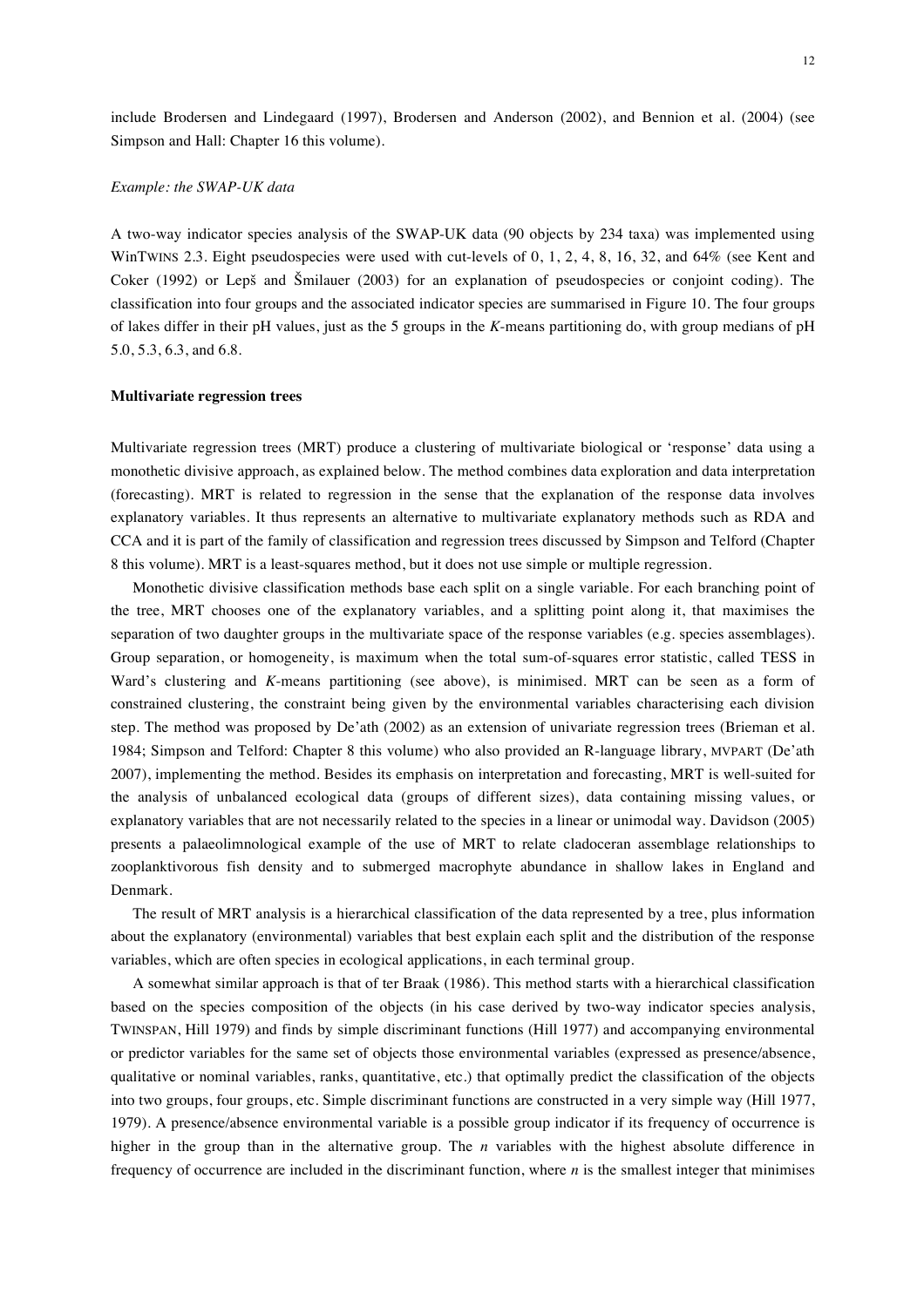include Brodersen and Lindegaard (1997), Brodersen and Anderson (2002), and Bennion et al. (2004) (see Simpson and Hall: Chapter 16 this volume).

*Example: the SWAP-UK data*

A two-way indicator species analysis of the SWAP-UK data (90 objects by 234 taxa) was implemented using WinTWINS 2.3. Eight pseudospecies were used with cut-levels of 0, 1, 2, 4, 8, 16, 32, and 64% (see Kent and Coker (1992) or Lepš and Šmilauer (2003) for an explanation of pseudospecies or conjoint coding). The classification into four groups and the associated indicator species are summarised in Figure 10. The four groups of lakes differ in their pH values, just as the 5 groups in the *K*-means partitioning do, with group medians of pH 5.0, 5.3, 6.3, and 6.8.

**Multivariate regression trees**

Multivariate regression trees (MRT) produce a clustering of multivariate biological or 'response' data using a monothetic divisive approach, as explained below. The method combines data exploration and data interpretation (forecasting). MRT is related to regression in the sense that the explanation of the response data involves explanatory variables. It thus represents an alternative to multivariate explanatory methods such as RDA and CCA and it is part of the family of classification and regression trees discussed by Simpson and Telford (Chapter 8 this volume). MRT is a least-squares method, but it does not use simple or multiple regression.

Monothetic divisive classification methods base each split on a single variable. For each branching point of the tree, MRT chooses one of the explanatory variables, and a splitting point along it, that maximises the separation of two daughter groups in the multivariate space of the response variables (e.g. species assemblages). Group separation, or homogeneity, is maximum when the total sum-of-squares error statistic, called TESS in Ward's clustering and *K*-means partitioning (see above), is minimised. MRT can be seen as a form of constrained clustering, the constraint being given by the environmental variables characterising each division step. The method was proposed by De'ath (2002) as an extension of univariate regression trees (Brieman et al. 1984; Simpson and Telford: Chapter 8 this volume) who also provided an R-language library, MVPART (De'ath 2007), implementing the method. Besides its emphasis on interpretation and forecasting, MRT is well-suited for the analysis of unbalanced ecological data (groups of different sizes), data containing missing values, or explanatory variables that are not necessarily related to the species in a linear or unimodal way. Davidson (2005) presents a palaeolimnological example of the use of MRT to relate cladoceran assemblage relationships to zooplanktivorous fish density and to submerged macrophyte abundance in shallow lakes in England and Denmark.

The result of MRT analysis is a hierarchical classification of the data represented by a tree, plus information about the explanatory (environmental) variables that best explain each split and the distribution of the response variables, which are often species in ecological applications, in each terminal group.

A somewhat similar approach is that of ter Braak (1986). This method starts with a hierarchical classification based on the species composition of the objects (in his case derived by two-way indicator species analysis, TWINSPAN, Hill 1979) and finds by simple discriminant functions (Hill 1977) and accompanying environmental or predictor variables for the same set of objects those environmental variables (expressed as presence/absence, qualitative or nominal variables, ranks, quantitative, etc.) that optimally predict the classification of the objects into two groups, four groups, etc. Simple discriminant functions are constructed in a very simple way (Hill 1977, 1979). A presence/absence environmental variable is a possible group indicator if its frequency of occurrence is higher in the group than in the alternative group. The $n$ variables with the highest absolute difference in frequency of occurrence are included in the discriminant function, where $n$ is the smallest integer that minimises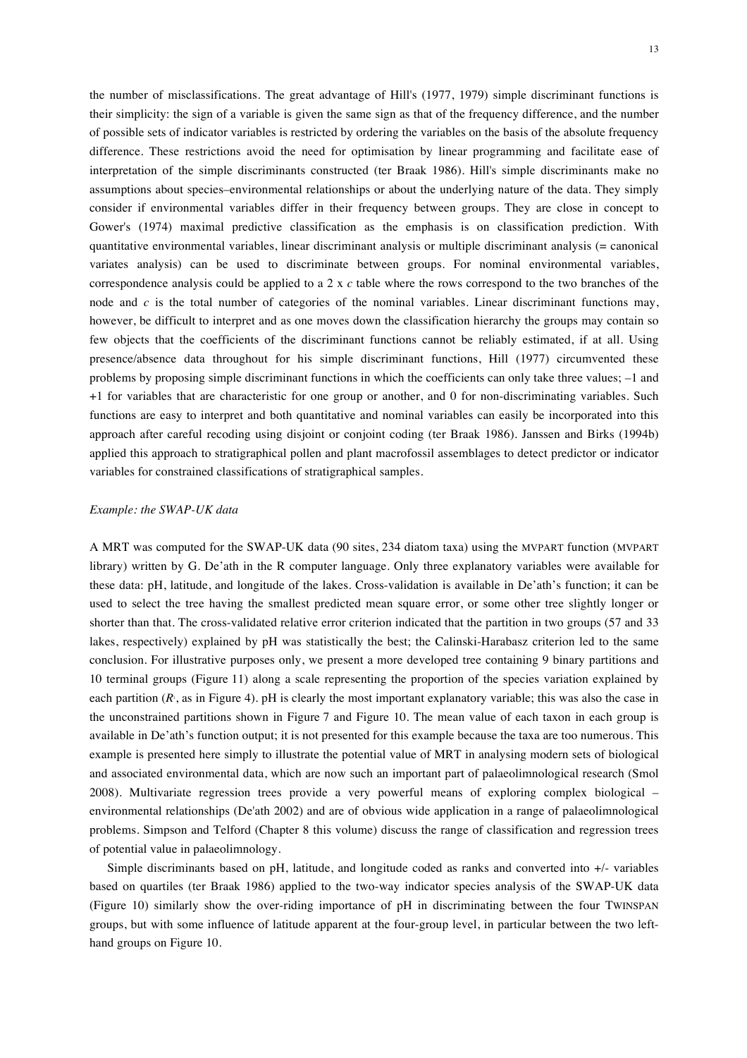the number of misclassifications. The great advantage of Hill's (1977, 1979) simple discriminant functions is their simplicity: the sign of a variable is given the same sign as that of the frequency difference, and the number of possible sets of indicator variables is restricted by ordering the variables on the basis of the absolute frequency difference. These restrictions avoid the need for optimisation by linear programming and facilitate ease of interpretation of the simple discriminants constructed (ter Braak 1986). Hill's simple discriminants make no assumptions about species–environmental relationships or about the underlying nature of the data. They simply consider if environmental variables differ in their frequency between groups. They are close in concept to Gower's (1974) maximal predictive classification as the emphasis is on classification prediction. With quantitative environmental variables, linear discriminant analysis or multiple discriminant analysis (= canonical variates analysis) can be used to discriminate between groups. For nominal environmental variables, correspondence analysis could be applied to a 2 x *c* table where the rows correspond to the two branches of the node and *c* is the total number of categories of the nominal variables. Linear discriminant functions may, however, be difficult to interpret and as one moves down the classification hierarchy the groups may contain so few objects that the coefficients of the discriminant functions cannot be reliably estimated, if at all. Using presence/absence data throughout for his simple discriminant functions, Hill (1977) circumvented these problems by proposing simple discriminant functions in which the coefficients can only take three values; –1 and +1 for variables that are characteristic for one group or another, and 0 for non-discriminating variables. Such functions are easy to interpret and both quantitative and nominal variables can easily be incorporated into this approach after careful recoding using disjoint or conjoint coding (ter Braak 1986). Janssen and Birks (1994b) applied this approach to stratigraphical pollen and plant macrofossil assemblages to detect predictor or indicator variables for constrained classifications of stratigraphical samples.

*Example: the SWAP-UK data*

A MRT was computed for the SWAP-UK data (90 sites, 234 diatom taxa) using the MVPART function (MVPART library) written by G. De'ath in the R computer language. Only three explanatory variables were available for these data: pH, latitude, and longitude of the lakes. Cross-validation is available in De'ath's function; it can be used to select the tree having the smallest predicted mean square error, or some other tree slightly longer or shorter than that. The cross-validated relative error criterion indicated that the partition in two groups (57 and 33 lakes, respectively) explained by pH was statistically the best; the Calinski-Harabasz criterion led to the same conclusion. For illustrative purposes only, we present a more developed tree containing 9 binary partitions and 10 terminal groups (Figure 11) along a scale representing the proportion of the species variation explained by each partition ($R^2$, as in Figure 4). pH is clearly the most important explanatory variable; this was also the case in the unconstrained partitions shown in Figure 7 and Figure 10. The mean value of each taxon in each group is available in De'ath's function output; it is not presented for this example because the taxa are too numerous. This example is presented here simply to illustrate the potential value of MRT in analysing modern sets of biological and associated environmental data, which are now such an important part of palaeolimnological research (Smol 2008). Multivariate regression trees provide a very powerful means of exploring complex biological – environmental relationships (De'ath 2002) and are of obvious wide application in a range of palaeolimnological problems. Simpson and Telford (Chapter 8 this volume) discuss the range of classification and regression trees of potential value in palaeolimnology.

Simple discriminants based on pH, latitude, and longitude coded as ranks and converted into +/- variables based on quartiles (ter Braak 1986) applied to the two-way indicator species analysis of the SWAP-UK data (Figure 10) similarly show the over-riding importance of pH in discriminating between the four TWINSPAN groups, but with some influence of latitude apparent at the four-group level, in particular between the two left-hand groups on Figure 10.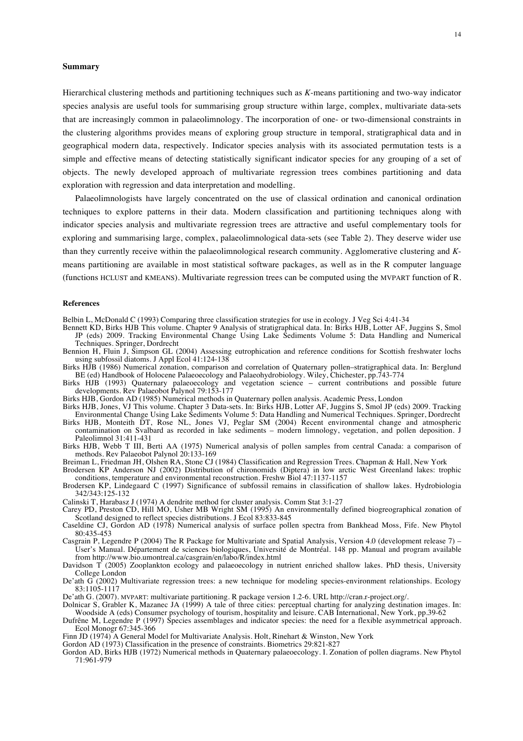### Summary

Hierarchical clustering methods and partitioning techniques such as *K*-means partitioning and two-way indicator species analysis are useful tools for summarising group structure within large, complex, multivariate data-sets that are increasingly common in palaeolimnology. The incorporation of one- or two-dimensional constraints in the clustering algorithms provides means of exploring group structure in temporal, stratigraphical data and in geographical modern data, respectively. Indicator species analysis with its associated permutation tests is a simple and effective means of detecting statistically significant indicator species for any grouping of a set of objects. The newly developed approach of multivariate regression trees combines partitioning and data exploration with regression and data interpretation and modelling.

Palaeolimnologists have largely concentrated on the use of classical ordination and canonical ordination techniques to explore patterns in their data. Modern classification and partitioning techniques along with indicator species analysis and multivariate regression trees are attractive and useful complementary tools for exploring and summarising large, complex, palaeolimnological data-sets (see Table 2). They deserve wider use than they currently receive within the palaeolimnological research community. Agglomerative clustering and *K*-means partitioning are available in most statistical software packages, as well as in the R computer language (functions HCLUST and KMEANS). Multivariate regression trees can be computed using the MVPART function of R.

### References

Belbin L, McDonald C (1993) Comparing three classification strategies for use in ecology. J Veg Sci 4:41-34

Bennett KD, Birks HJB This volume. Chapter 9 Analysis of stratigraphical data. In: Birks HJB, Lotter AF, Juggins S, Smol JP (eds) 2009. Tracking Environmental Change Using Lake Sediments Volume 5: Data Handling and Numerical Techniques. Springer, Dordrecht

Bennion H, Fluin J, Simpson GL (2004) Assessing eutrophication and reference conditions for Scottish freshwater lochs using subfossil diatoms. J Appl Ecol 41:124-138

Birks HJB (1986) Numerical zonation, comparison and correlation of Quaternary pollen–stratigraphical data. In: Berglund BE (ed) Handbook of Holocene Palaeoecology and Palaeohydrobiology. Wiley, Chichester, pp.743-774

Birks HJB (1993) Quaternary palaeoecology and vegetation science – current contributions and possible future developments. Rev Palaeobot Palynol 79:153-177

Birks HJB, Gordon AD (1985) Numerical methods in Quaternary pollen analysis. Academic Press, London

Birks HJB, Jones, VJ This volume. Chapter 3 Data-sets. In: Birks HJB, Lotter AF, Juggins S, Smol JP (eds) 2009. Tracking Environmental Change Using Lake Sediments Volume 5: Data Handling and Numerical Techniques. Springer, Dordrecht

Birks HJB, Monteith DT, Rose NL, Jones VJ, Peglar SM (2004) Recent environmental change and atmospheric contamination on Svalbard as recorded in lake sediments – modern limnology, vegetation, and pollen deposition. J Paleolimnol 31:411-431

Birks HJB, Webb T III, Berti AA (1975) Numerical analysis of pollen samples from central Canada: a comparison of methods. Rev Palaeobot Palynol 20:133-169

Breiman L, Friedman JH, Olshen RA, Stone CJ (1984) Classification and Regression Trees. Chapman & Hall, New York

Brodersen KP Anderson NJ (2002) Distribution of chironomids (Diptera) in low arctic West Greenland lakes: trophic conditions, temperature and environmental reconstruction. Freshw Biol 47:1137-1157

Brodersen KP, Lindegaard C (1997) Significance of subfossil remains in classification of shallow lakes. Hydrobiologia 342/343:125-132

Calinski T, Harabasz J (1974) A dendrite method for cluster analysis. Comm Stat 3:1-27

Carey PD, Preston CD, Hill MO, Usher MB Wright SM (1995) An environmentally defined biogreographical zonation of Scotland designed to reflect species distributions. J Ecol 83:833-845

Caseldine CJ, Gordon AD (1978) Numerical analysis of surface pollen spectra from Bankhead Moss, Fife. New Phytol 80:435-453

Casgrain P, Legendre P (2004) The R Package for Multivariate and Spatial Analysis, Version 4.0 (development release 7) – User's Manual. Département de sciences biologiques, Université de Montréal. 148 pp. Manual and program available from http://www.bio.umontreal.ca/casgrain/en/labo/R/index.html

Davidson T (2005) Zooplankton ecology and palaeoecology in nutrient enriched shallow lakes. PhD thesis, University College London

De'ath G (2002) Multivariate regression trees: a new technique for modeling species-environment relationships. Ecology 83:1105-1117

De'ath G. (2007). MVPART: multivariate partitioning. R package version 1.2-6. URL http://cran.r-project.org/.

Dolnicar S, Grabler K, Mazanec JA (1999) A tale of three cities: perceptual charting for analyzing destination images. In: Woodside A (eds) Consumer psychology of tourism, hospitality and leisure. CAB International, New York, pp.39-62

Dufrêne M, Legendre P (1997) Species assemblages and indicator species: the need for a flexible asymmetrical approach. Ecol Monogr 67:345-366

Finn JD (1974) A General Model for Multivariate Analysis. Holt, Rinehart & Winston, New York

Gordon AD (1973) Classification in the presence of constraints. Biometrics 29:821-827

Gordon AD, Birks HJB (1972) Numerical methods in Quaternary palaeoecology. I. Zonation of pollen diagrams. New Phytol 71:961-979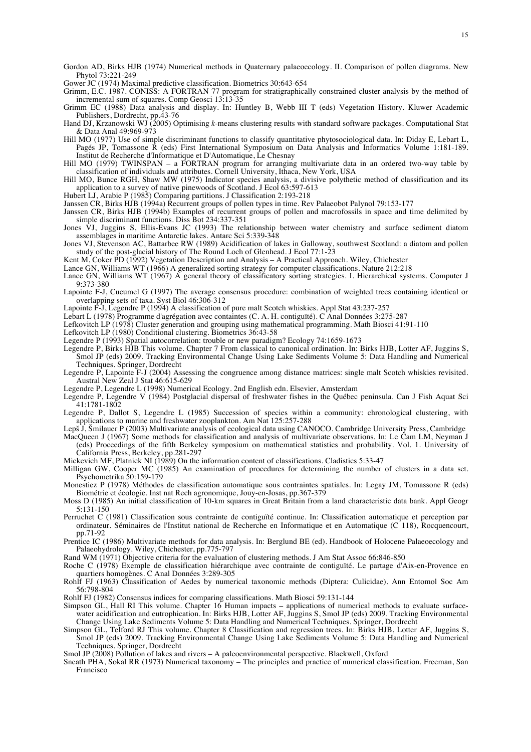Gordon AD, Birks HJB (1974) Numerical methods in Quaternary palaeoecology. II. Comparison of pollen diagrams. New Phytol 73:221-249

Gower JC (1974) Maximal predictive classification. Biometrics 30:643-654

Grimm, E.C. 1987. CONISS: A FORTRAN 77 program for stratigraphically constrained cluster analysis by the method of incremental sum of squares. Comp Geosci 13:13-35

Grimm EC (1988) Data analysis and display. In: Huntley B, Webb III T (eds) Vegetation History. Kluwer Academic Publishers, Dordrecht, pp.43-76

Hand DJ, Krzanowski WJ (2005) Optimising *k*-means clustering results with standard software packages. Computational Stat & Data Anal 49:969-973

Hill MO (1977) Use of simple discriminant functions to classify quantitative phytosociological data. In: Diday E, Lebart L, Pagés JP, Tomassone R (eds) First International Symposium on Data Analysis and Informatics Volume 1:181-189. Institut de Recherche d'Informatique et D'Automatique, Le Chesnay

Hill MO (1979) TWINSPAN – a FORTRAN program for arranging multivariate data in an ordered two-way table by classification of individuals and attributes. Cornell University, Ithaca, New York, USA

Hill MO, Bunce RGH, Shaw MW (1975) Indicator species analysis, a divisive polythetic method of classification and its application to a survey of native pinewoods of Scotland. J Ecol 63:597-613

Hubert LJ, Arabie P (1985) Comparing partitions. J Classification 2:193-218

Janssen CR, Birks HJB (1994a) Recurrent groups of pollen types in time. Rev Palaeobot Palynol 79:153-177

Janssen CR, Birks HJB (1994b) Examples of recurrent groups of pollen and macrofossils in space and time delimited by simple discriminant functions. Diss Bot 234:337-351

Jones VJ, Juggins S, Ellis-Evans JC (1993) The relationship between water chemistry and surface sediment diatom assemblages in maritime Antarctic lakes. Antarc Sci 5:339-348

Jones VJ, Stevenson AC, Battarbee RW (1989) Acidification of lakes in Galloway, southwest Scotland: a diatom and pollen study of the post-glacial history of The Round Loch of Glenhead. J Ecol 77:1-23

Kent M, Coker PD (1992) Vegetation Description and Analysis – A Practical Approach. Wiley, Chichester

Lance GN, Williams WT (1966) A generalized sorting strategy for computer classifications. Nature 212:218

Lance GN, Williams WT (1967) A general theory of classificatory sorting strategies. I. Hierarchical systems. Computer J 9:373-380

Lapointe F-J, Cucumel G (1997) The average consensus procedure: combination of weighted trees containing identical or overlapping sets of taxa. Syst Biol 46:306-312

Lapointe F-J, Legendre P (1994) A classification of pure malt Scotch whiskies. Appl Stat 43:237-257

Lebart L (1978) Programme d'agrégation avec containtes (C. A. H. contiguïté). C Anal Données 3:275-287

Lefkovitch LP (1978) Cluster generation and grouping using mathematical programming. Math Biosci 41:91-110

Lefkovitch LP (1980) Conditional clustering. Biometrics 36:43-58

Legendre P (1993) Spatial autocorrelation: trouble or new paradigm? Ecology 74:1659-1673

Legendre P, Birks HJB This volume. Chapter 7 From classical to canonical ordination. In: Birks HJB, Lotter AF, Juggins S, Smol JP (eds) 2009. Tracking Environmental Change Using Lake Sediments Volume 5: Data Handling and Numerical Techniques. Springer, Dordrecht

Legendre P, Lapointe F-J (2004) Assessing the congruence among distance matrices: single malt Scotch whiskies revisited. Austral New Zeal J Stat 46:615-629

Legendre P, Legendre L (1998) Numerical Ecology. 2nd English edn. Elsevier, Amsterdam

Legendre P, Legendre V (1984) Postglacial dispersal of freshwater fishes in the Québec peninsula. Can J Fish Aquat Sci 41:1781-1802

Legendre P, Dallot S, Legendre L (1985) Succession of species within a community: chronological clustering, with applications to marine and freshwater zooplankton. Am Nat 125:257-288

Lepš J, Šmilauer P (2003) Multivariate analysis of ecological data using CANOCO. Cambridge University Press, Cambridge

MacQueen J (1967) Some methods for classification and analysis of multivariate observations. In: Le Cam LM, Neyman J (eds) Proceedings of the fifth Berkeley symposium on mathematical statistics and probability. Vol. 1. University of California Press, Berkeley, pp.281-297

Mickevich MF, Platnick NI (1989) On the information content of classifications. Cladistics 5:33-47

Milligan GW, Cooper MC (1985) An examination of procedures for determining the number of clusters in a data set. Psychometrika 50:159-179

Monestiez P (1978) Méthodes de classification automatique sous contraintes spatiales. In: Legay JM, Tomassone R (eds) Biométrie et écologie. Inst nat Rech agronomique, Jouy-en-Josas, pp.367-379

Moss D (1985) An initial classification of 10-km squares in Great Britain from a land characteristic data bank. Appl Geogr 5:131-150

Perruchet C (1981) Classification sous contrainte de contiguïté continue. In: Classification automatique et perception par ordinateur. Séminaires de l'Institut national de Recherche en Informatique et en Automatique (C 118), Rocquencourt, pp.71-92

Prentice IC (1986) Multivariate methods for data analysis. In: Berglund BE (ed). Handbook of Holocene Palaeoecology and Palaeohydrology. Wiley, Chichester, pp.775-797

Rand WM (1971) Objective criteria for the evaluation of clustering methods. J Am Stat Assoc 66:846-850

Roche C (1978) Exemple de classification hiérarchique avec contrainte de contiguïté. Le partage d'Aix-en-Provence en quartiers homogènes. C Anal Données 3:289-305

Rohlf FJ (1963) Classification of Aedes by numerical taxonomic methods (Diptera: Culicidae). Ann Entomol Soc Am 56:798-804

Rohlf FJ (1982) Consensus indices for comparing classifications. Math Biosci 59:131-144

Simpson GL, Hall RI This volume. Chapter 16 Human impacts – applications of numerical methods to evaluate surface-water acidification and eutrophication. In: Birks HJB, Lotter AF, Juggins S, Smol JP (eds) 2009. Tracking Environmental Change Using Lake Sediments Volume 5: Data Handling and Numerical Techniques. Springer, Dordrecht

Simpson GL, Telford RJ This volume. Chapter 8 Classification and regression trees. In: Birks HJB, Lotter AF, Juggins S, Smol JP (eds) 2009. Tracking Environmental Change Using Lake Sediments Volume 5: Data Handling and Numerical Techniques. Springer, Dordrecht

Smol JP (2008) Pollution of lakes and rivers – A paleoenvironmental perspective. Blackwell, Oxford

Sneath PHA, Sokal RR (1973) Numerical taxonomy – The principles and practice of numerical classification. Freeman, San Francisco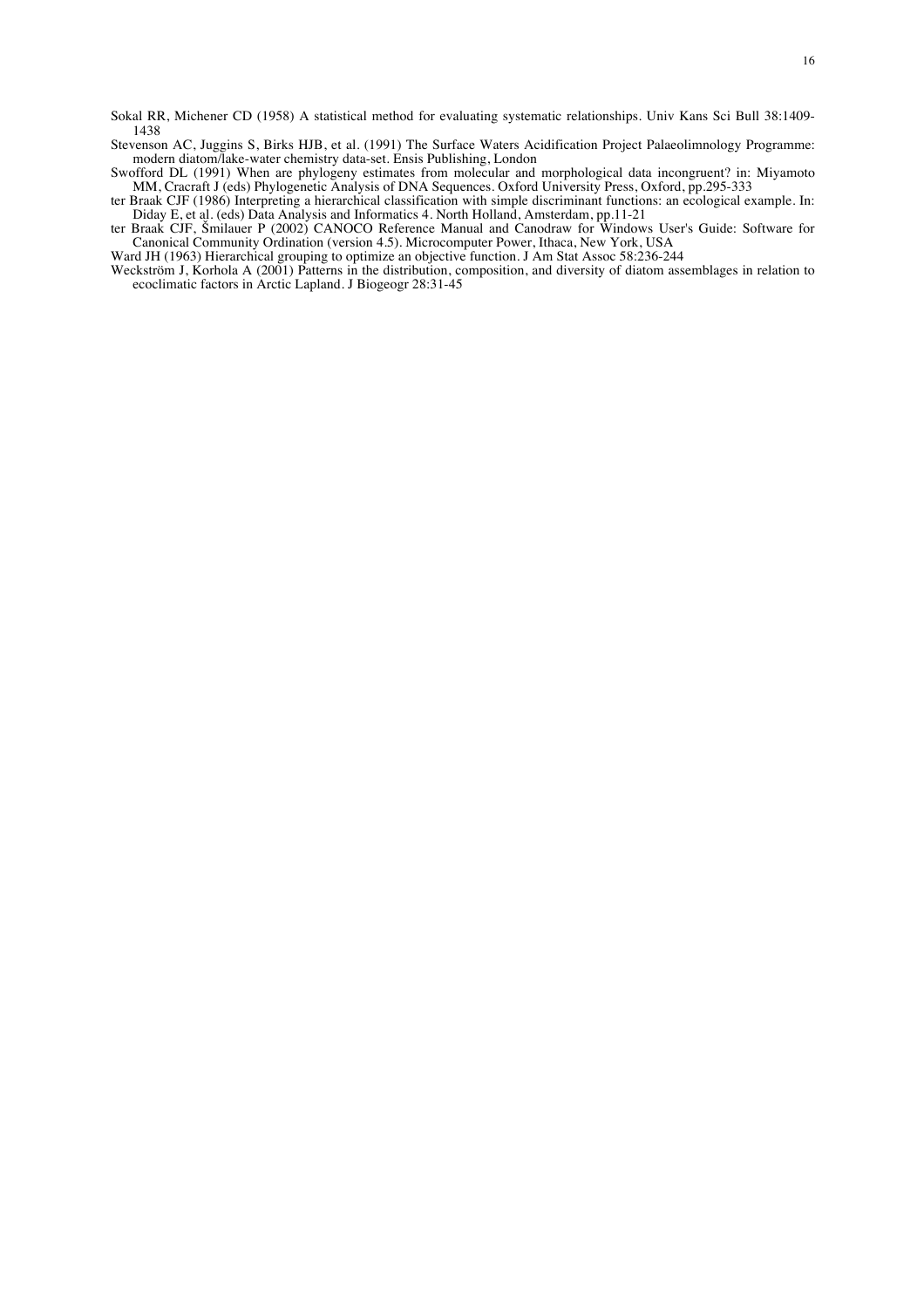Sokal RR, Michener CD (1958) A statistical method for evaluating systematic relationships. Univ Kans Sci Bull 38:1409-1438

Stevenson AC, Juggins S, Birks HJB, et al. (1991) The Surface Waters Acidification Project Palaeolimnology Programme: modern diatom/lake-water chemistry data-set. Ensis Publishing, London

Swofford DL (1991) When are phylogeny estimates from molecular and morphological data incongruent? in: Miyamoto MM, Cracraft J (eds) Phylogenetic Analysis of DNA Sequences. Oxford University Press, Oxford, pp.295-333

ter Braak CJF (1986) Interpreting a hierarchical classification with simple discriminant functions: an ecological example. In: Diday E, et al. (eds) Data Analysis and Informatics 4. North Holland, Amsterdam, pp.11-21

ter Braak CJF, Šmilauer P (2002) CANOCO Reference Manual and Canodraw for Windows User's Guide: Software for Canonical Community Ordination (version 4.5). Microcomputer Power, Ithaca, New York, USA

Ward JH (1963) Hierarchical grouping to optimize an objective function. J Am Stat Assoc 58:236-244

Weckström J, Korhola A (2001) Patterns in the distribution, composition, and diversity of diatom assemblages in relation to ecoclimatic factors in Arctic Lapland. J Biogeogr 28:31-45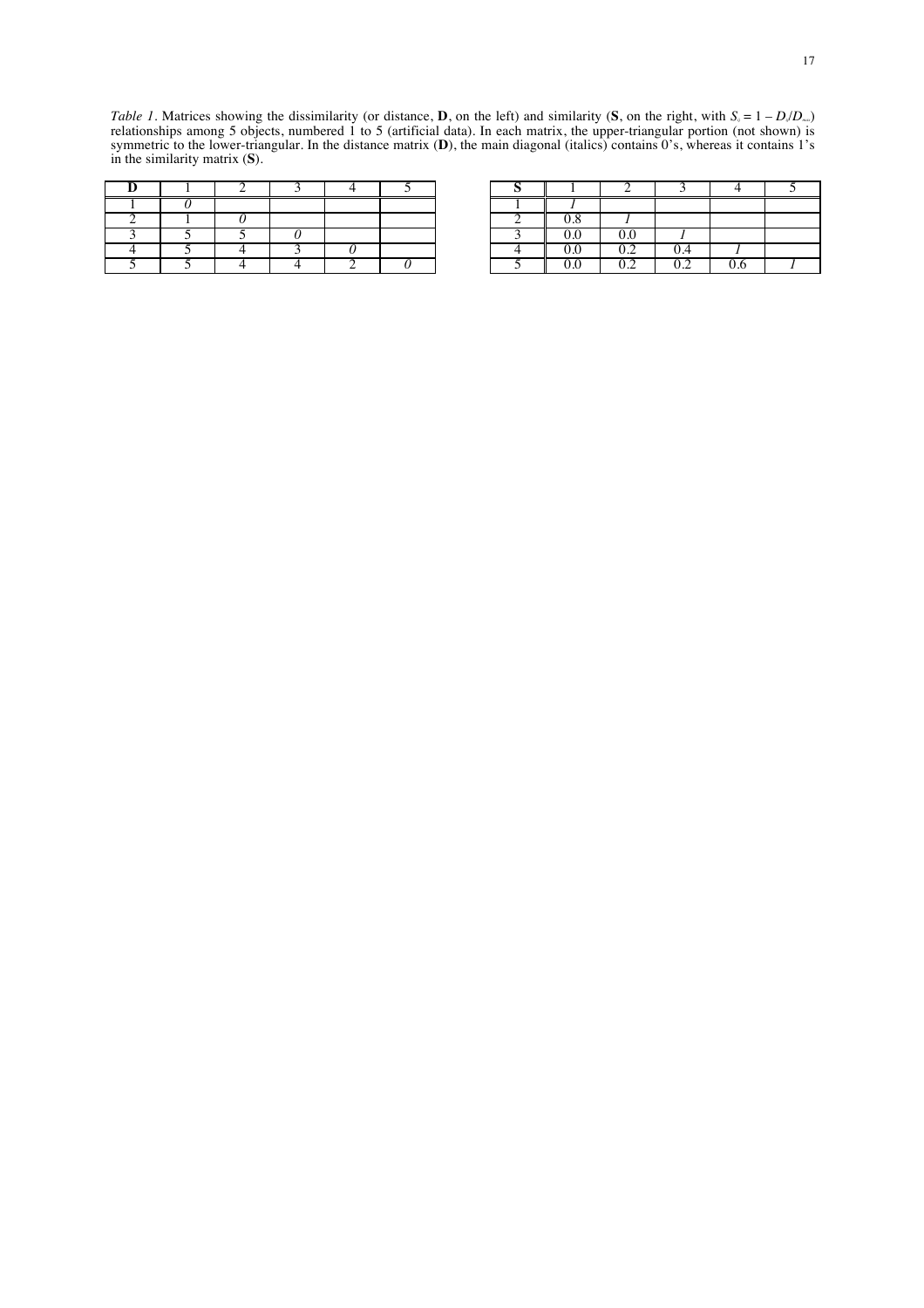*Table 1*. Matrices showing the dissimilarity (or distance, **D**, on the left) and similarity (**S**, on the right, with $S_{ij} = 1 - D_{ij}/D_{max}$) relationships among 5 objects, numbered 1 to 5 (artificial data). In each matrix, the upper-triangular portion (not shown) is symmetric to the lower-triangular. In the distance matrix (**D**), the main diagonal (italics) contains 0's, whereas it contains 1's in the similarity matrix (**S**).

| **D** | 1 | 2 | 3 | 4 | 5 |
|---|---|---|---|---|---|
| 1 | *0* | | | | |
| 2 | 1 | *0* | | | |
| 3 | 5 | 5 | *0* | | |
| 4 | 5 | 4 | 3 | *0* | |
| 5 | 5 | 4 | 4 | 2 | *0* |

| **S** | 1 | 2 | 3 | 4 | 5 |
|---|---|---|---|---|---|
| 1 | *1* | | | | |
| 2 | 0.8 | *1* | | | |
| 3 | 0.0 | 0.0 | *1* | | |
| 4 | 0.0 | 0.2 | 0.4 | *1* | |
| 5 | 0.0 | 0.2 | 0.2 | 0.6 | *1* |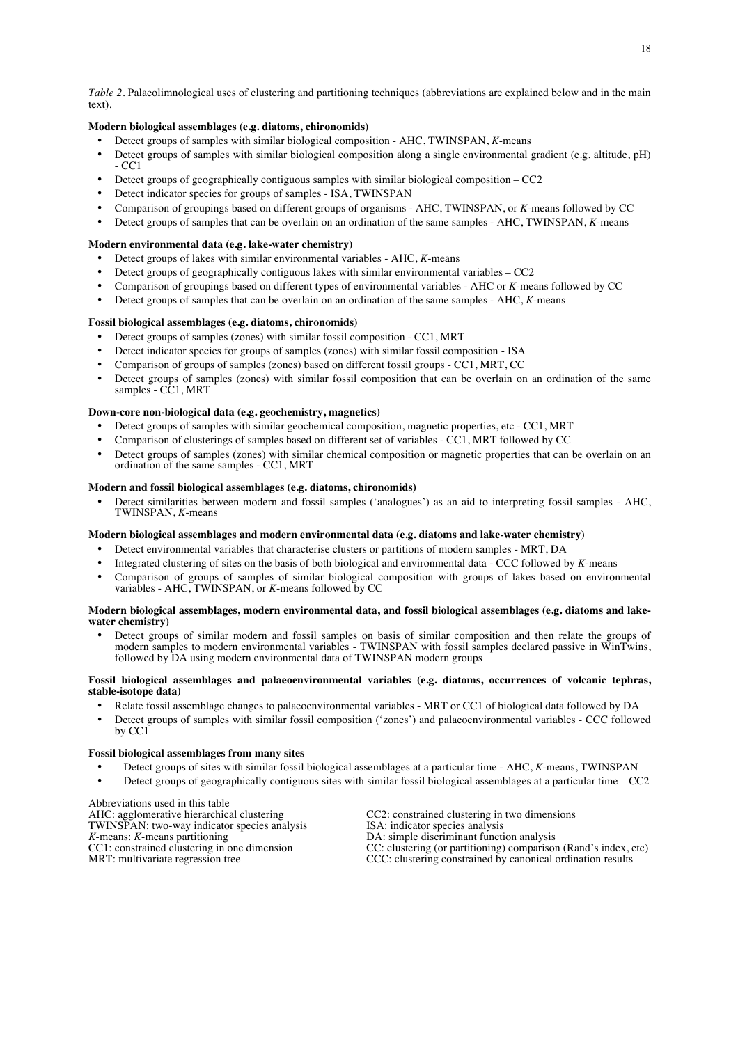*Table 2*. Palaeolimnological uses of clustering and partitioning techniques (abbreviations are explained below and in the main text).

**Modern biological assemblages (e.g. diatoms, chironomids)**

- Detect groups of samples with similar biological composition - AHC, TWINSPAN, *K*-means
- Detect groups of samples with similar biological composition along a single environmental gradient (e.g. altitude, pH) - CC1
- Detect groups of geographically contiguous samples with similar biological composition – CC2
- Detect indicator species for groups of samples - ISA, TWINSPAN
- Comparison of groupings based on different groups of organisms - AHC, TWINSPAN, or *K*-means followed by CC
- Detect groups of samples that can be overlain on an ordination of the same samples - AHC, TWINSPAN, *K*-means

**Modern environmental data (e.g. lake-water chemistry)**

- Detect groups of lakes with similar environmental variables - AHC, *K*-means
- Detect groups of geographically contiguous lakes with similar environmental variables – CC2
- Comparison of groupings based on different types of environmental variables - AHC or *K*-means followed by CC
- Detect groups of samples that can be overlain on an ordination of the same samples - AHC, *K*-means

**Fossil biological assemblages (e.g. diatoms, chironomids)**

- Detect groups of samples (zones) with similar fossil composition - CC1, MRT
- Detect indicator species for groups of samples (zones) with similar fossil composition - ISA
- Comparison of groups of samples (zones) based on different fossil groups - CC1, MRT, CC
- Detect groups of samples (zones) with similar fossil composition that can be overlain on an ordination of the same samples - CC1, MRT

**Down-core non-biological data (e.g. geochemistry, magnetics)**

- Detect groups of samples with similar geochemical composition, magnetic properties, etc - CC1, MRT
- Comparison of clusterings of samples based on different set of variables - CC1, MRT followed by CC
- Detect groups of samples (zones) with similar chemical composition or magnetic properties that can be overlain on an ordination of the same samples - CC1, MRT

**Modern and fossil biological assemblages (e.g. diatoms, chironomids)**

- Detect similarities between modern and fossil samples ('analogues') as an aid to interpreting fossil samples - AHC, TWINSPAN, *K*-means

**Modern biological assemblages and modern environmental data (e.g. diatoms and lake-water chemistry)**

- Detect environmental variables that characterise clusters or partitions of modern samples - MRT, DA
- Integrated clustering of sites on the basis of both biological and environmental data - CCC followed by *K*-means
- Comparison of groups of samples of similar biological composition with groups of lakes based on environmental variables - AHC, TWINSPAN, or *K*-means followed by CC

**Modern biological assemblages, modern environmental data, and fossil biological assemblages (e.g. diatoms and lake-water chemistry)**

- Detect groups of similar modern and fossil samples on basis of similar composition and then relate the groups of modern samples to modern environmental variables - TWINSPAN with fossil samples declared passive in WinTwins, followed by DA using modern environmental data of TWINSPAN modern groups

**Fossil biological assemblages and palaeoenvironmental variables (e.g. diatoms, occurrences of volcanic tephras, stable-isotope data)**

- Relate fossil assemblage changes to palaeoenvironmental variables - MRT or CC1 of biological data followed by DA
- Detect groups of samples with similar fossil composition ('zones') and palaeoenvironmental variables - CCC followed by CC1

**Fossil biological assemblages from many sites**

- Detect groups of sites with similar fossil biological assemblages at a particular time - AHC, *K*-means, TWINSPAN
- Detect groups of geographically contiguous sites with similar fossil biological assemblages at a particular time – CC2

Abbreviations used in this table

AHC: agglomerative hierarchical clustering
TWINSPAN: two-way indicator species analysis
*K*-means: *K*-means partitioning
CC1: constrained clustering in one dimension
MRT: multivariate regression tree
CC2: constrained clustering in two dimensions
ISA: indicator species analysis
DA: simple discriminant function analysis
CC: clustering (or partitioning) comparison (Rand's index, etc)
CCC: clustering constrained by canonical ordination results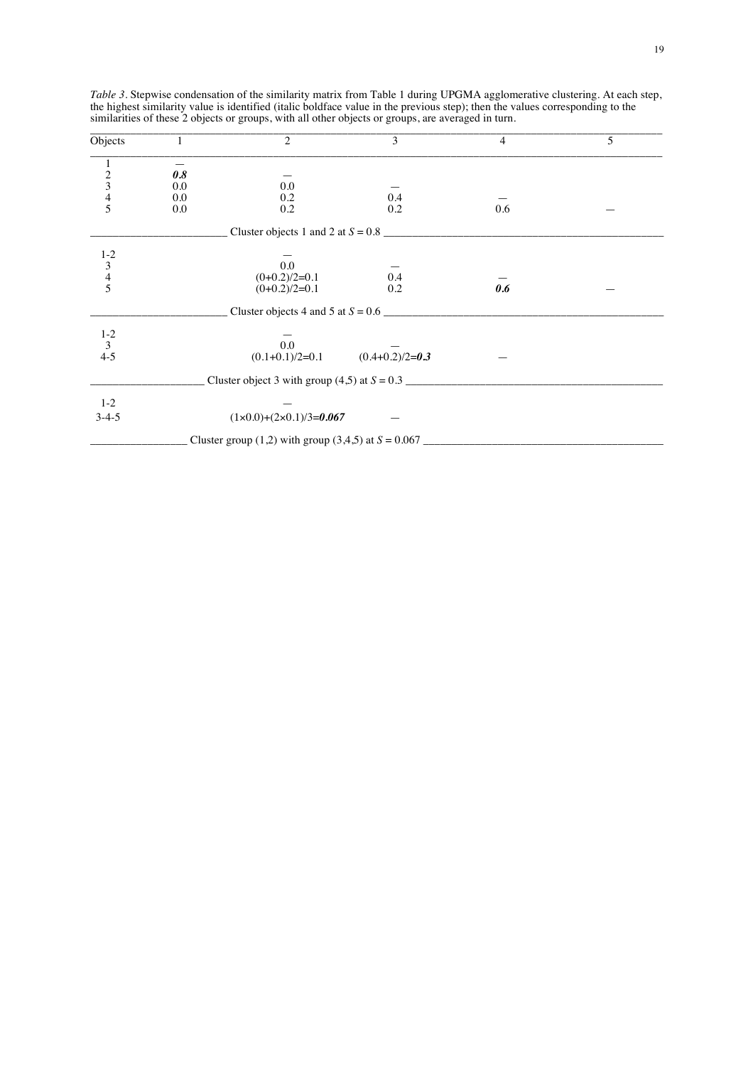*Table 3*. Stepwise condensation of the similarity matrix from Table 1 during UPGMA agglomerative clustering. At each step, the highest similarity value is identified (italic boldface value in the previous step); then the values corresponding to the similarities of these 2 objects or groups, with all other objects or groups, are averaged in turn.

| Objects | 1 | 2 | 3 | 4 | 5 |
|---|---|---|---|---|---|
| 1 | — | | | | |
| 2 | ***0.8*** | — | | | |
| 3 | 0.0 | 0.0 | — | | |
| 4 | 0.0 | 0.2 | 0.4 | — | |
| 5 | 0.0 | 0.2 | 0.2 | 0.6 | — |
| Cluster objects 1 and 2 at $S = 0.8$ | | | | | |
| 1-2 | | — | | | |
| 3 | | 0.0 | — | | |
| 4 | | (0+0.2)/2=0.1 | 0.4 | — | |
| 5 | | (0+0.2)/2=0.1 | 0.2 | ***0.6*** | — |
| Cluster objects 4 and 5 at $S = 0.6$ | | | | | |
| 1-2 | | — | | | |
| 3 | | 0.0 | — | | |
| 4-5 | | (0.1+0.1)/2=0.1 | (0.4+0.2)/2=***0.3*** | — | |
| Cluster object 3 with group (4,5) at $S = 0.3$ | | | | | |
| 1-2 | | — | | | |
| 3-4-5 | | (1×0.0)+(2×0.1)/3=***0.067*** | — | | |
| Cluster group (1,2) with group (3,4,5) at $S = 0.067$ | | | | | |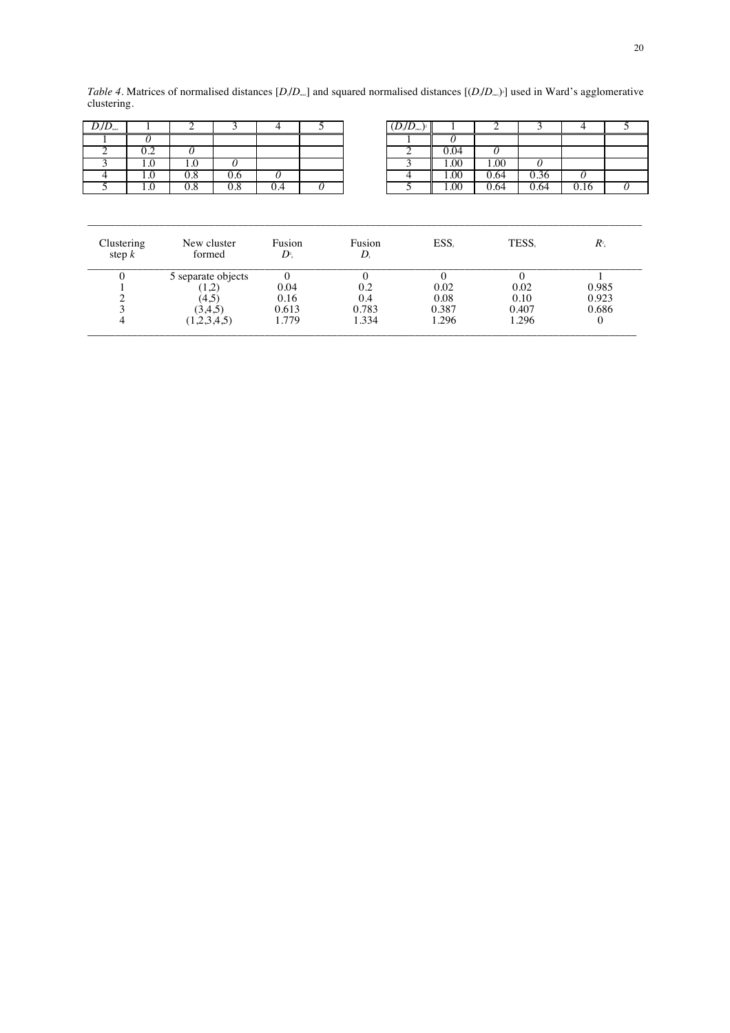*Table 4*. Matrices of normalised distances [$D_i/D_{max}$] and squared normalised distances [$(D_i/D_{max})^2$] used in Ward's agglomerative clustering.

| $D_i/D_{max}$ | 1 | 2 | 3 | 4 | 5 |
|---|---|---|---|---|---|
| 1 | *0* | | | | |
| 2 | 0.2 | *0* | | | |
| 3 | 1.0 | 1.0 | *0* | | |
| 4 | 1.0 | 0.8 | 0.6 | *0* | |
| 5 | 1.0 | 0.8 | 0.8 | 0.4 | *0* |

| $(D_i/D_{max})^2$ | 1 | 2 | 3 | 4 | 5 |
|---|---|---|---|---|---|
| 1 | *0* | | | | |
| 2 | 0.04 | *0* | | | |
| 3 | 1.00 | 1.00 | *0* | | |
| 4 | 1.00 | 0.64 | 0.36 | *0* | |
| 5 | 1.00 | 0.64 | 0.64 | 0.16 | *0* |

| Clustering step $k$ | New cluster formed | Fusion $D^2_k$ | Fusion $D_k$ | $ESS_k$ | $TESS_k$ | $R^2_k$ |
|---|---|---|---|---|---|---|
| 0 | 5 separate objects | 0 | 0 | 0 | 0 | 1 |
| 1 | (1,2) | 0.04 | 0.2 | 0.02 | 0.02 | 0.985 |
| 2 | (4,5) | 0.16 | 0.4 | 0.08 | 0.10 | 0.923 |
| 3 | (3,4,5) | 0.613 | 0.783 | 0.387 | 0.407 | 0.686 |
| 4 | (1,2,3,4,5) | 1.779 | 1.334 | 1.296 | 1.296 | 0 |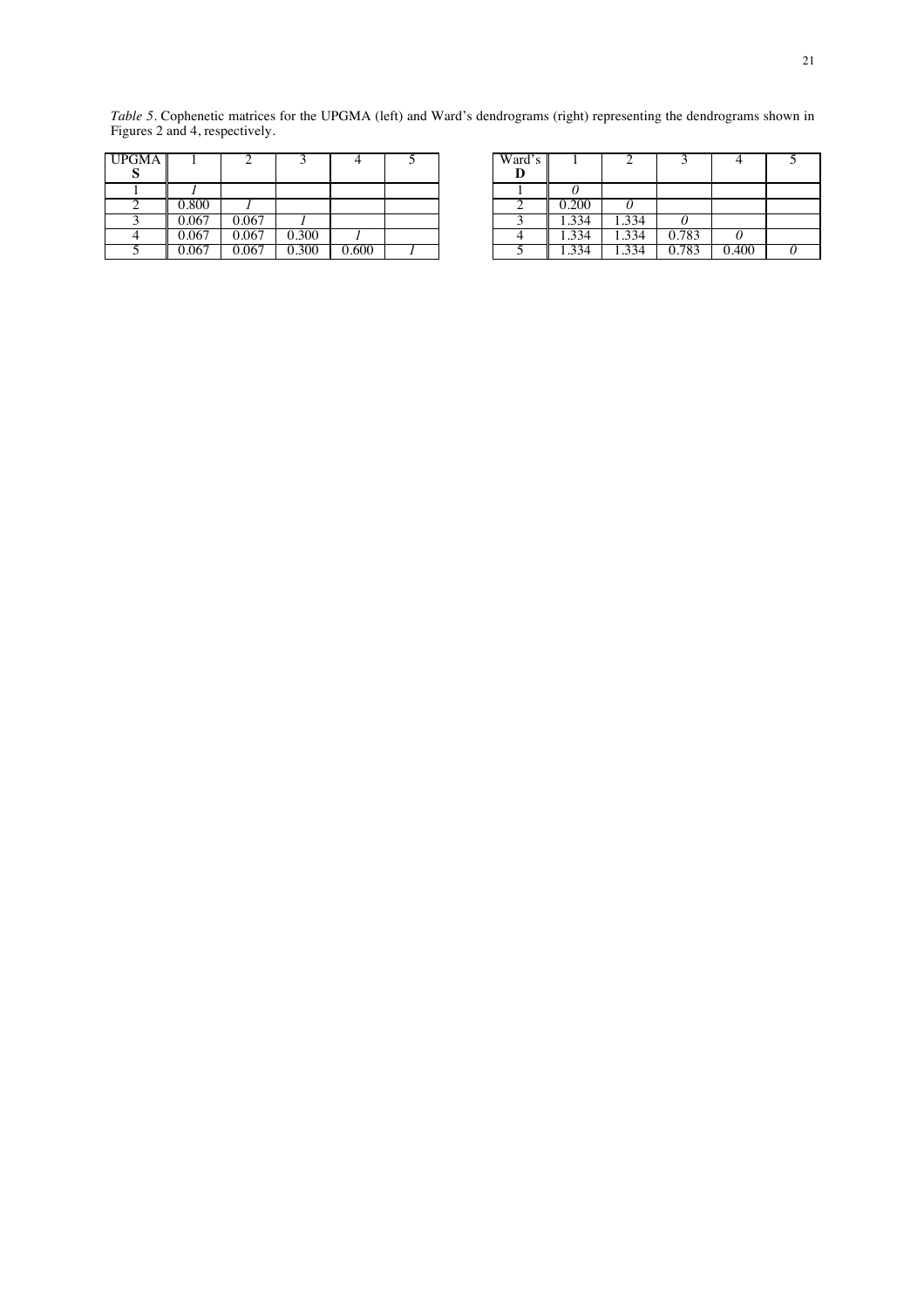*Table 5*. Cophenetic matrices for the UPGMA (left) and Ward's dendrograms (right) representing the dendrograms shown in Figures 2 and 4, respectively.

| UPGMA **S** | 1 | 2 | 3 | 4 | 5 |
|---|---|---|---|---|---|
| 1 | *1* | | | | |
| 2 | 0.800 | *1* | | | |
| 3 | 0.067 | 0.067 | *1* | | |
| 4 | 0.067 | 0.067 | 0.300 | *1* | |
| 5 | 0.067 | 0.067 | 0.300 | 0.600 | *1* |

| Ward's **D** | 1 | 2 | 3 | 4 | 5 |
|---|---|---|---|---|---|
| 1 | *0* | | | | |
| 2 | 0.200 | *0* | | | |
| 3 | 1.334 | 1.334 | *0* | | |
| 4 | 1.334 | 1.334 | 0.783 | *0* | |
| 5 | 1.334 | 1.334 | 0.783 | 0.400 | *0* |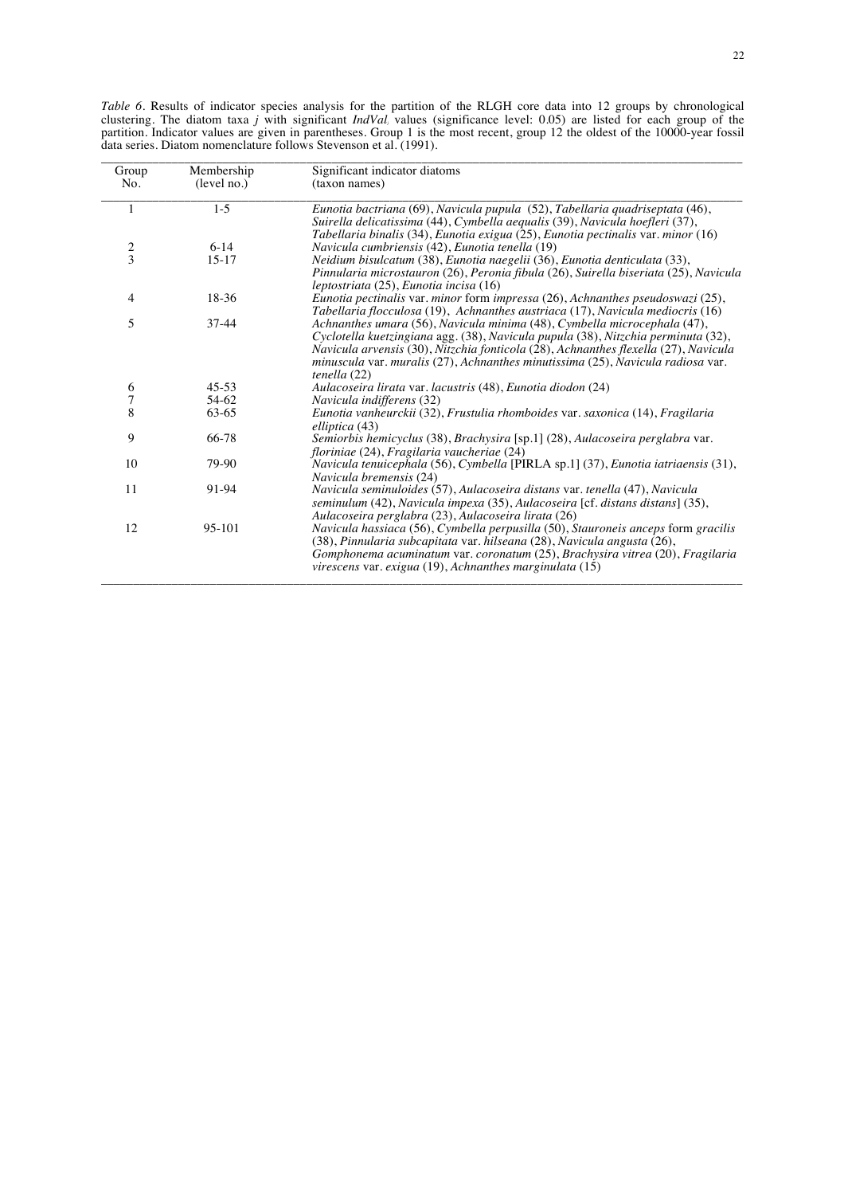*Table 6*. Results of indicator species analysis for the partition of the RLGH core data into 12 groups by chronological clustering. The diatom taxa *j* with significant $IndVal_j$ values (significance level: 0.05) are listed for each group of the partition. Indicator values are given in parentheses. Group 1 is the most recent, group 12 the oldest of the 10000-year fossil data series. Diatom nomenclature follows Stevenson et al. (1991).

| Group No. | Membership (level no.) | Significant indicator diatoms (taxon names) |
|---|---|---|
| 1 | 1-5 | *Eunotia bactriana* (69), *Navicula pupula* (52), *Tabellaria quadriseptata* (46), *Suirella delicatissima* (44), *Cymbella aequalis* (39), *Navicula hoefleri* (37), *Tabellaria binalis* (34), *Eunotia exigua* (25), *Eunotia pectinalis* var. *minor* (16) |
| 2 | 6-14 | *Navicula cumbriensis* (42), *Eunotia tenella* (19) |
| 3 | 15-17 | *Neidium bisulcatum* (38), *Eunotia naegelii* (36), *Eunotia denticulata* (33), *Pinnularia microstauron* (26), *Peronia fibula* (26), *Suirella biseriata* (25), *Navicula leptostriata* (25), *Eunotia incisa* (16) |
| 4 | 18-36 | *Eunotia pectinalis* var. *minor* form *impressa* (26), *Achnanthes pseudoswazi* (25), *Tabellaria flocculosa* (19), *Achnanthes austriaca* (17), *Navicula mediocris* (16) |
| 5 | 37-44 | *Achnanthes umara* (56), *Navicula minima* (48), *Cymbella microcephala* (47), *Cyclotella kuetzingiana* agg. (38), *Navicula pupula* (38), *Nitzchia perminuta* (32), *Navicula arvensis* (30), *Nitzchia fonticola* (28), *Achnanthes flexella* (27), *Navicula minuscula* var. *muralis* (27), *Achnanthes minutissima* (25), *Navicula radiosa* var. *tenella* (22) |
| 6 | 45-53 | *Aulacoseira lirata* var. *lacustris* (48), *Eunotia diodon* (24) |
| 7 | 54-62 | *Navicula indifferens* (32) |
| 8 | 63-65 | *Eunotia vanheurckii* (32), *Frustulia rhomboides* var. *saxonica* (14), *Fragilaria elliptica* (43) |
| 9 | 66-78 | *Semiorbis hemicyclus* (38), *Brachysira* [sp.1] (28), *Aulacoseira perglabra* var. *floriniae* (24), *Fragilaria vaucheriae* (24) |
| 10 | 79-90 | *Navicula tenuicephala* (56), *Cymbella* [PIRLA sp.1] (37), *Eunotia iatriaensis* (31), *Navicula bremensis* (24) |
| 11 | 91-94 | *Navicula seminuloides* (57), *Aulacoseira distans* var. *tenella* (47), *Navicula seminulum* (42), *Navicula impexa* (35), *Aulacoseira* [cf. *distans distans*] (35), *Aulacoseira perglabra* (23), *Aulacoseira lirata* (26) |
| 12 | 95-101 | *Navicula hassiaca* (56), *Cymbella perpusilla* (50), *Stauroneis anceps* form *gracilis* (38), *Pinnularia subcapitata* var. *hilseana* (28), *Navicula angusta* (26), *Gomphonema acuminatum* var. *coronatum* (25), *Brachysira vitrea* (20), *Fragilaria virescens* var. *exigua* (19), *Achnanthes marginulata* (15) |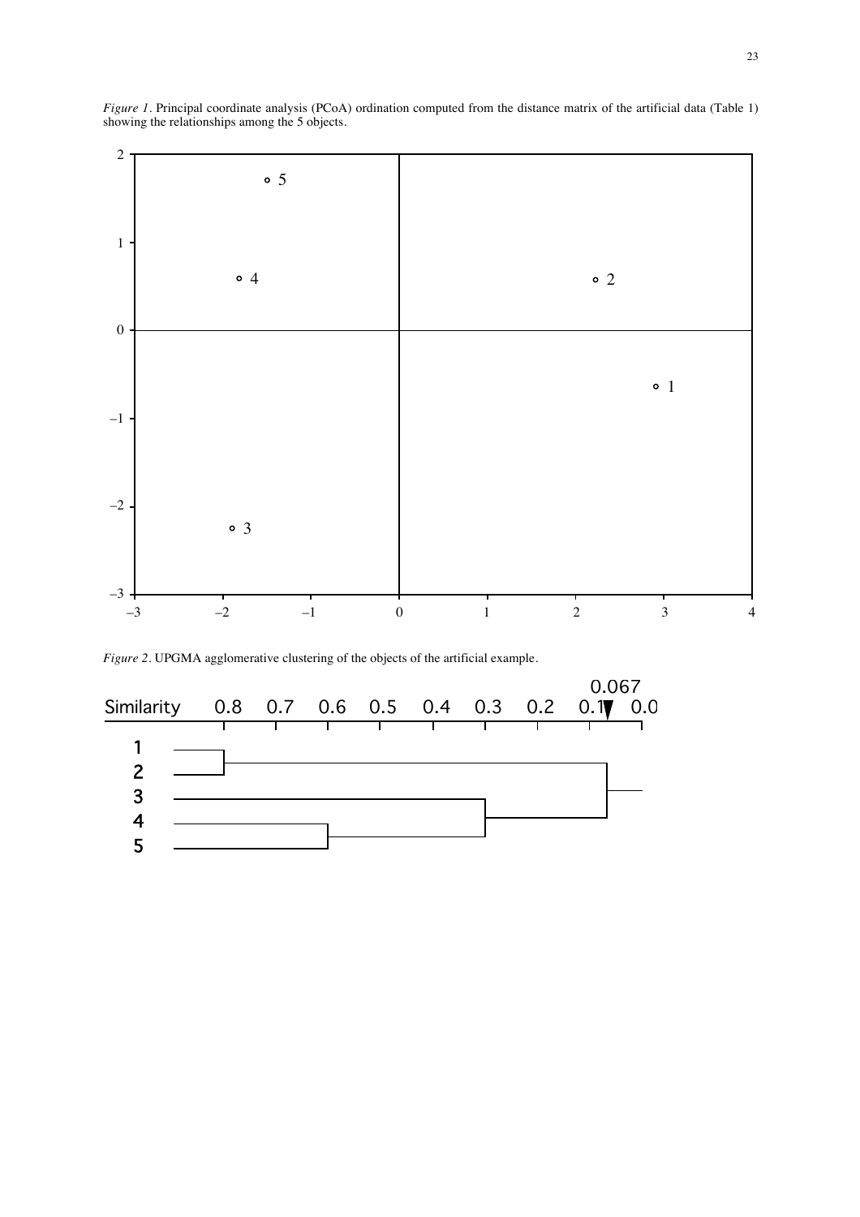*Figure 1*. Principal coordinate analysis (PCoA) ordination computed from the distance matrix of the artificial data (Table 1) showing the relationships among the 5 objects.

*Figure 2*. UPGMA agglomerative clustering of the objects of the artificial example.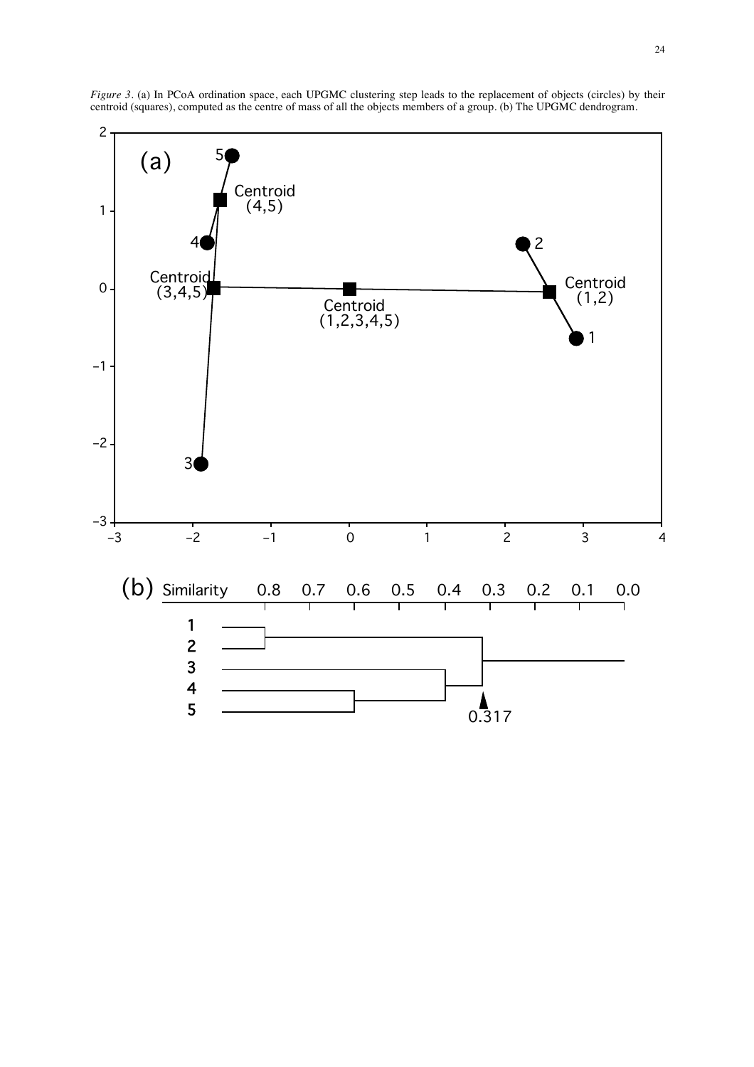*Figure 3*. (a) In PCoA ordination space, each UPGMC clustering step leads to the replacement of objects (circles) by their centroid (squares), computed as the centre of mass of all the objects members of a group. (b) The UPGMC dendrogram.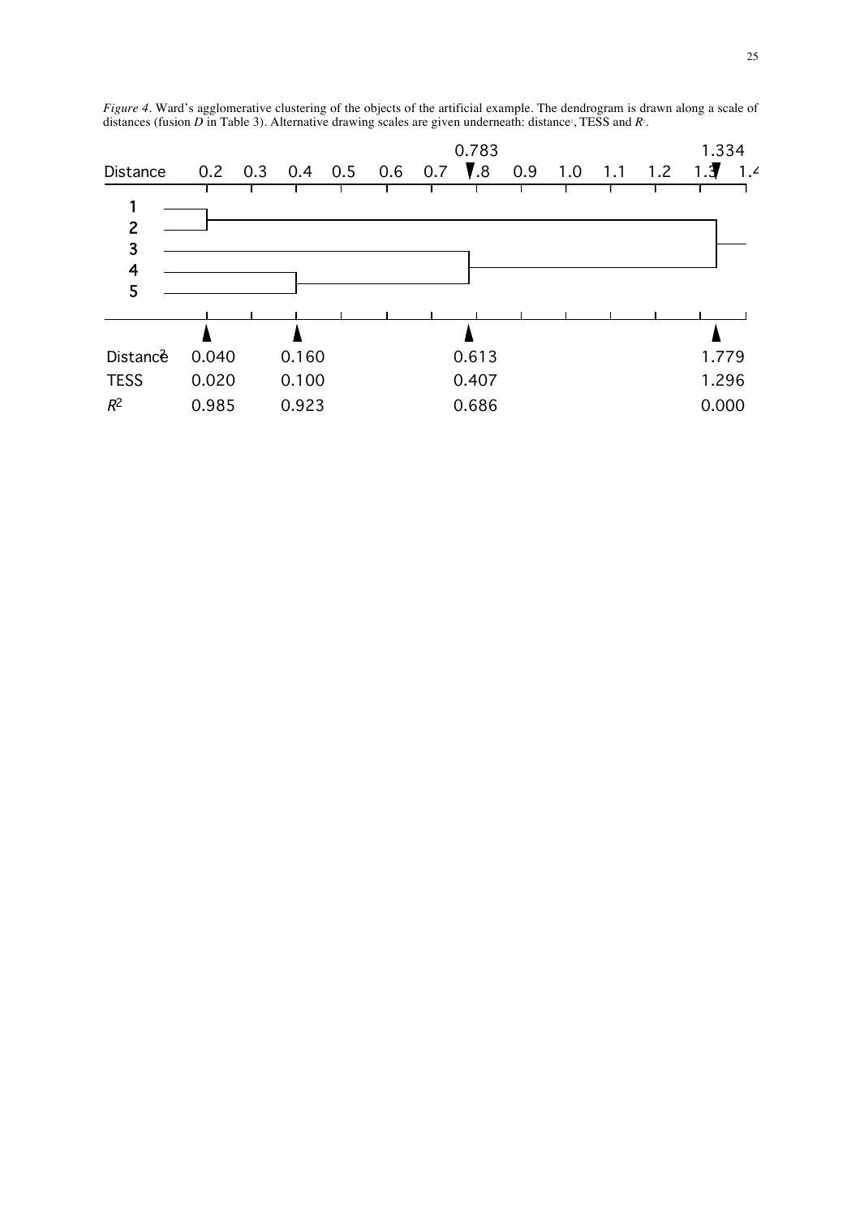*Figure 4*. Ward's agglomerative clustering of the objects of the artificial example. The dendrogram is drawn along a scale of distances (fusion *D* in Table 3). Alternative drawing scales are given underneath: distance$^2$, TESS and $R^2$.

| Distance | 0.2 | 0.3 | 0.4 | 0.5 | 0.6 | 0.7 | 0.8 | 0.9 | 1.0 | 1.1 | 1.2 | 1.3 | 1.4 |
|---|---|---|---|---|---|---|---|---|---|---|---|---|---|

Fusion levels marked on distance scale: 0.783, 1.334

Objects: 1, 2, 3, 4, 5

| | | | | |
|---|---|---|---|---|
| Distance$^2$ | 0.040 | 0.160 | 0.613 | 1.779 |
| TESS | 0.020 | 0.100 | 0.407 | 1.296 |
| $R^2$ | 0.985 | 0.923 | 0.686 | 0.000 |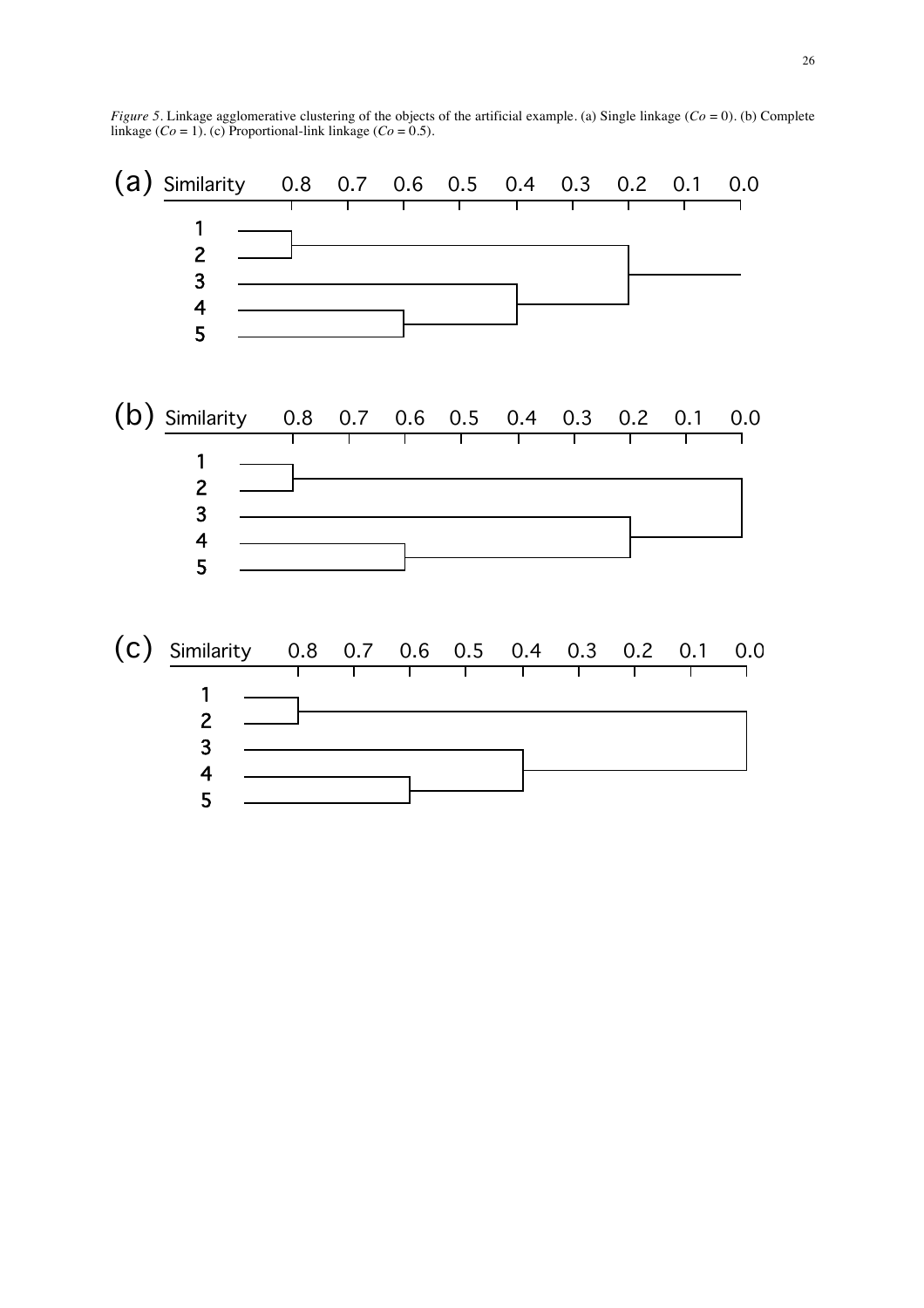*Figure 5*. Linkage agglomerative clustering of the objects of the artificial example. (a) Single linkage ($Co = 0$). (b) Complete linkage ($Co = 1$). (c) Proportional-link linkage ($Co = 0.5$).

(a) Similarity 0.8 0.7 0.6 0.5 0.4 0.3 0.2 0.1 0.0

1
2
3
4
5

(b) Similarity 0.8 0.7 0.6 0.5 0.4 0.3 0.2 0.1 0.0

1
2
3
4
5

(c) Similarity 0.8 0.7 0.6 0.5 0.4 0.3 0.2 0.1 0.0

1
2
3
4
5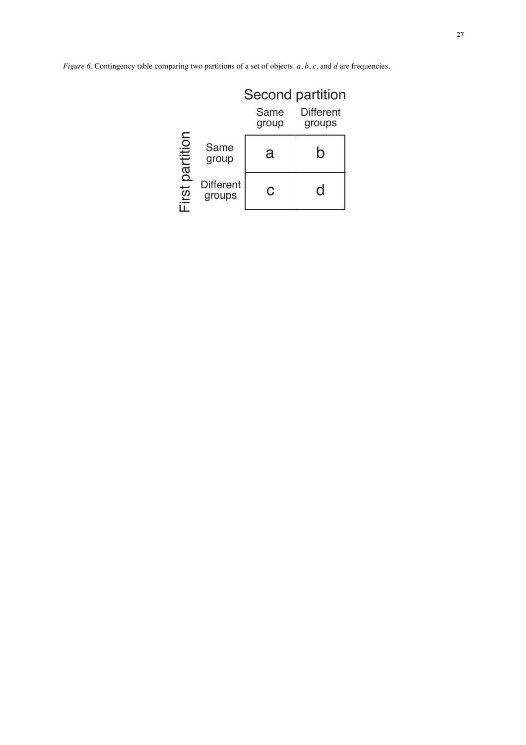*Figure 6*. Contingency table comparing two partitions of a set of objects. $a$, $b$, $c$, and $d$ are frequencies.

| | | Second partition | |
|---|---|---|---|
| | | Same group | Different groups |
| First partition | Same group | a | b |
| | Different groups | c | d |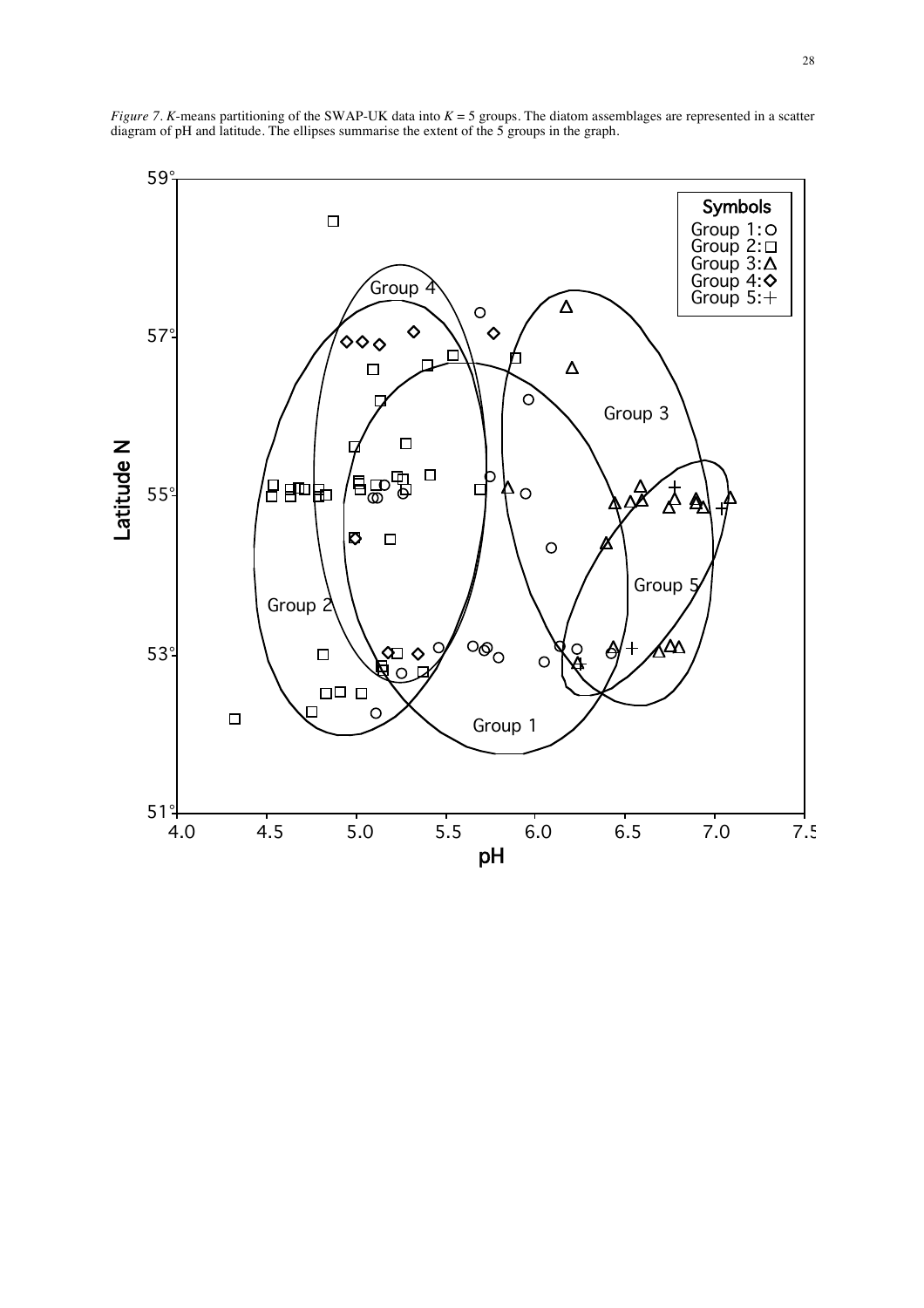*Figure 7*. *K*-means partitioning of the SWAP-UK data into $K = 5$ groups. The diatom assemblages are represented in a scatter diagram of pH and latitude. The ellipses summarise the extent of the 5 groups in the graph.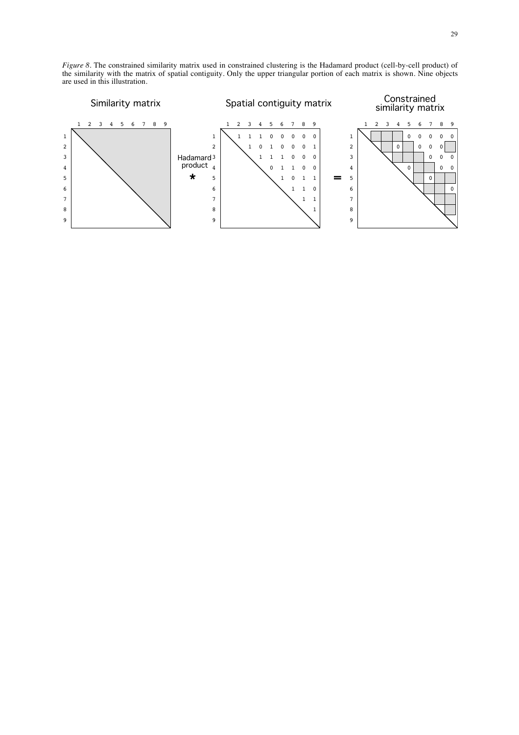*Figure 8*. The constrained similarity matrix used in constrained clustering is the Hadamard product (cell-by-cell product) of the similarity with the matrix of spatial contiguity. Only the upper triangular portion of each matrix is shown. Nine objects are used in this illustration.

**Spatial contiguity matrix** (upper triangular portion)

| | 1 | 2 | 3 | 4 | 5 | 6 | 7 | 8 | 9 |
|---|---|---|---|---|---|---|---|---|---|
| 1 | | 1 | 1 | 1 | 0 | 0 | 0 | 0 | 0 |
| 2 | | | 1 | 0 | 1 | 0 | 0 | 0 | 1 |
| 3 | | | | 1 | 1 | 1 | 0 | 0 | 0 |
| 4 | | | | | 0 | 1 | 1 | 0 | 0 |
| 5 | | | | | | 1 | 0 | 1 | 1 |
| 6 | | | | | | | 1 | 1 | 0 |
| 7 | | | | | | | | 1 | 1 |
| 8 | | | | | | | | | 1 |
| 9 | | | | | | | | | |

Similarity matrix Hadamard product * Spatial contiguity matrix = Constrained similarity matrix

**Constrained similarity matrix** (upper triangular portion; blank cells retain the similarity values)

| | 1 | 2 | 3 | 4 | 5 | 6 | 7 | 8 | 9 |
|---|---|---|---|---|---|---|---|---|---|
| 1 | | | | | 0 | 0 | 0 | 0 | 0 |
| 2 | | | | 0 | | 0 | 0 | 0 | |
| 3 | | | | | | | 0 | 0 | 0 |
| 4 | | | | | 0 | | | 0 | 0 |
| 5 | | | | | | | 0 | | |
| 6 | | | | | | | | | 0 |
| 7 | | | | | | | | | |
| 8 | | | | | | | | | |
| 9 | | | | | | | | | |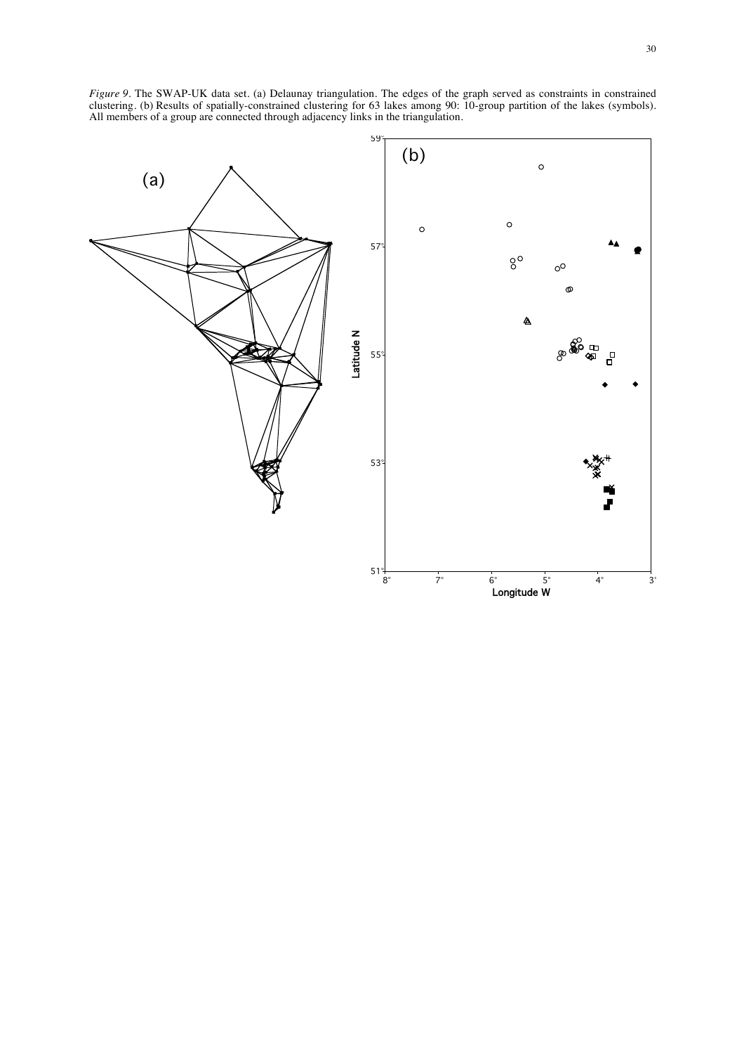*Figure 9*. The SWAP-UK data set. (a) Delaunay triangulation. The edges of the graph served as constraints in constrained clustering. (b) Results of spatially-constrained clustering for 63 lakes among 90: 10-group partition of the lakes (symbols). All members of a group are connected through adjacency links in the triangulation.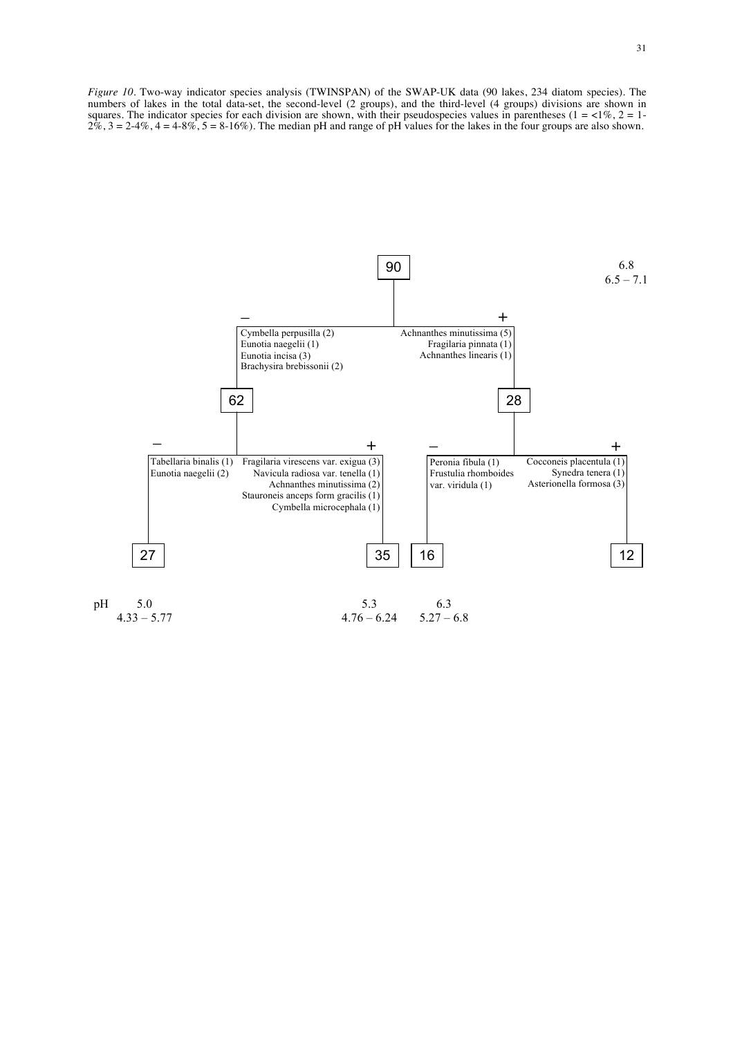*Figure 10*. Two-way indicator species analysis (TWINSPAN) of the SWAP-UK data (90 lakes, 234 diatom species). The numbers of lakes in the total data-set, the second-level (2 groups), and the third-level (4 groups) divisions are shown in squares. The indicator species for each division are shown, with their pseudospecies values in parentheses (1 = <1%, 2 = 1-2%, 3 = 2-4%, 4 = 4-8%, 5 = 8-16%). The median pH and range of pH values for the lakes in the four groups are also shown.

90

6.8
6.5 – 7.1

–
Cymbella perpusilla (2)
Eunotia naegelii (1)
Eunotia incisa (3)
Brachysira brebissonii (2)

+
Achnanthes minutissima (5)
Fragilaria pinnata (1)
Achnanthes linearis (1)

62

28

–
Tabellaria binalis (1)
Eunotia naegelii (2)

+
Fragilaria virescens var. exigua (3)
Navicula radiosa var. tenella (1)
Achnanthes minutissima (2)
Stauroneis anceps form gracilis (1)
Cymbella microcephala (1)

–
Peronia fibula (1)
Frustulia rhomboides var. viridula (1)

+
Cocconeis placentula (1)
Synedra tenera (1)
Asterionella formosa (3)

27 35 16 12

pH 5.0 (4.33 – 5.77); 5.3 (4.76 – 6.24); 6.3 (5.27 – 6.8)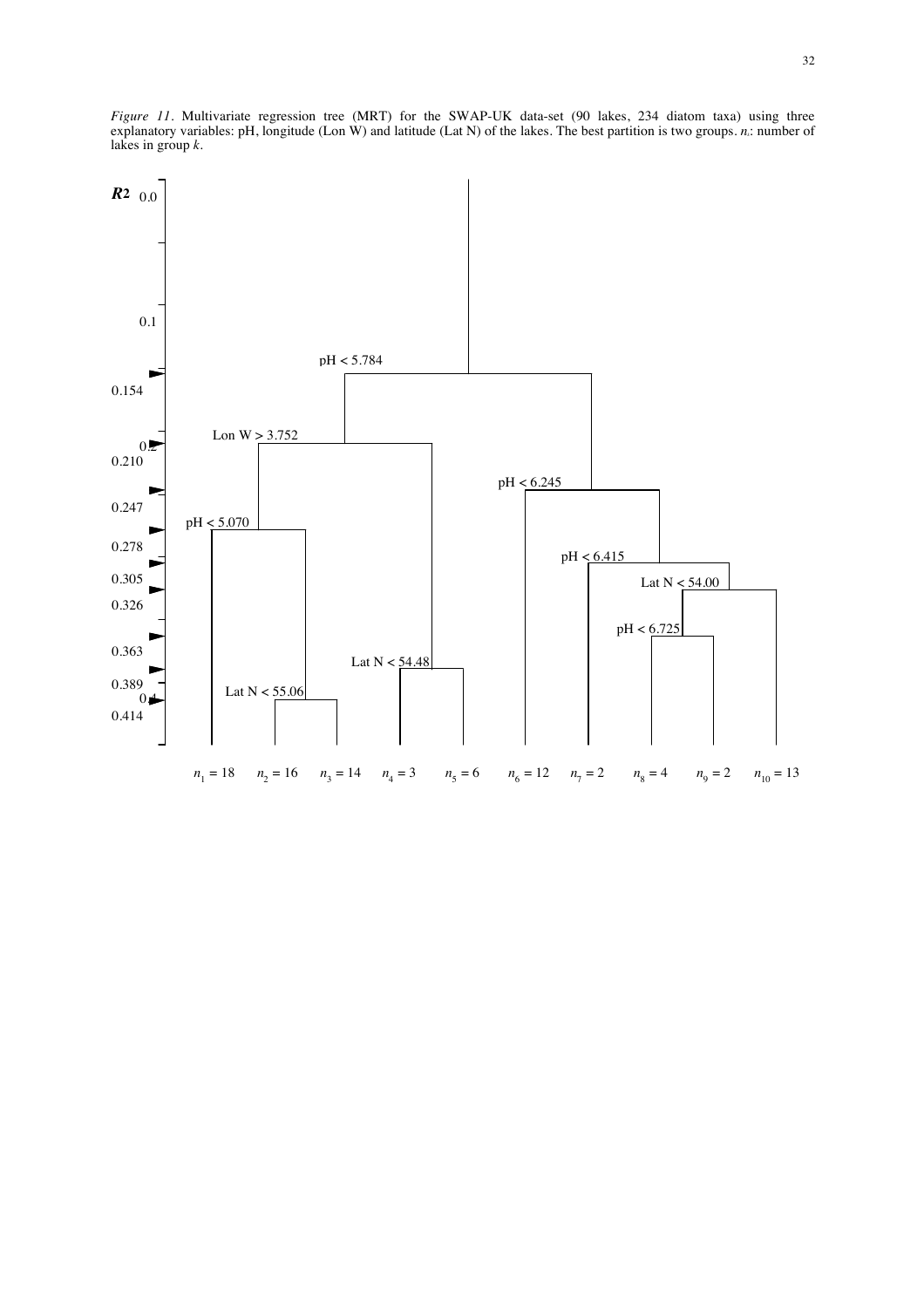*Figure 11*. Multivariate regression tree (MRT) for the SWAP-UK data-set (90 lakes, 234 diatom taxa) using three explanatory variables: pH, longitude (Lon W) and latitude (Lat N) of the lakes. The best partition is two groups. $n_i$: number of lakes in group $k$.

R2
0.0
0.1
0.154
0.2
0.210
0.247
0.278
0.305
0.326
0.363
0.389
0.4
0.414

pH < 5.784
Lon W > 3.752
pH < 6.245
pH < 5.070
pH < 6.415
Lat N < 54.00
pH < 6.725
Lat N < 54.48
Lat N < 55.06

$n_1$ = 18 $n_2$ = 16 $n_3$ = 14 $n_4$ = 3 $n_5$ = 6 $n_6$ = 12 $n_7$ = 2 $n_8$ = 4 $n_9$ = 2 $n_{10}$ = 13